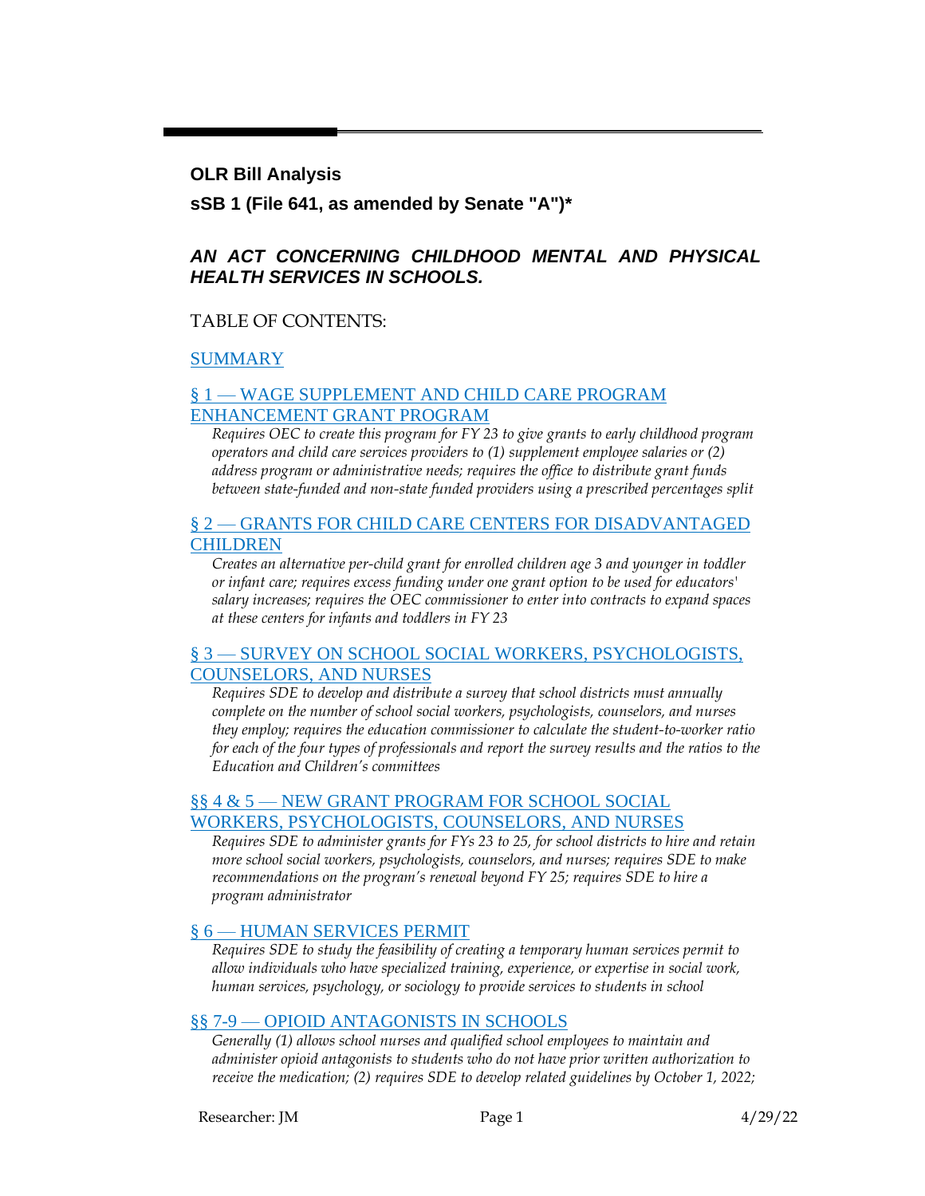**OLR Bill Analysis**

**sSB 1 (File 641, as amended by Senate "A")***

## *AN ACT CONCERNING CHILDHOOD MENTAL AND PHYSICAL HEALTH SERVICES IN SCHOOLS.*

TABLE OF CONTENTS:

SUMMARY

§ 1 — WAGE SUPPLEMENT AND CHILD CARE PROGRAM ENHANCEMENT GRANT PROGRAM

*Requires OEC to create this program for FY 23 to give grants to early childhood program operators and child care services providers to (1) supplement employee salaries or (2) address program or administrative needs; requires the office to distribute grant funds between state-funded and non-state funded providers using a prescribed percentages split*

§ 2 — GRANTS FOR CHILD CARE CENTERS FOR DISADVANTAGED CHILDREN

*Creates an alternative per-child grant for enrolled children age 3 and younger in toddler or infant care; requires excess funding under one grant option to be used for educators' salary increases; requires the OEC commissioner to enter into contracts to expand spaces at these centers for infants and toddlers in FY 23*

§ 3 — SURVEY ON SCHOOL SOCIAL WORKERS, PSYCHOLOGISTS, COUNSELORS, AND NURSES

*Requires SDE to develop and distribute a survey that school districts must annually complete on the number of school social workers, psychologists, counselors, and nurses they employ; requires the education commissioner to calculate the student-to-worker ratio for each of the four types of professionals and report the survey results and the ratios to the Education and Children's committees*

§§ 4 & 5 — NEW GRANT PROGRAM FOR SCHOOL SOCIAL WORKERS, PSYCHOLOGISTS, COUNSELORS, AND NURSES

*Requires SDE to administer grants for FYs 23 to 25, for school districts to hire and retain more school social workers, psychologists, counselors, and nurses; requires SDE to make recommendations on the program's renewal beyond FY 25; requires SDE to hire a program administrator*

§ 6 — HUMAN SERVICES PERMIT

*Requires SDE to study the feasibility of creating a temporary human services permit to allow individuals who have specialized training, experience, or expertise in social work, human services, psychology, or sociology to provide services to students in school*

§§ 7-9 — OPIOID ANTAGONISTS IN SCHOOLS

*Generally (1) allows school nurses and qualified school employees to maintain and administer opioid antagonists to students who do not have prior written authorization to receive the medication; (2) requires SDE to develop related guidelines by October 1, 2022;*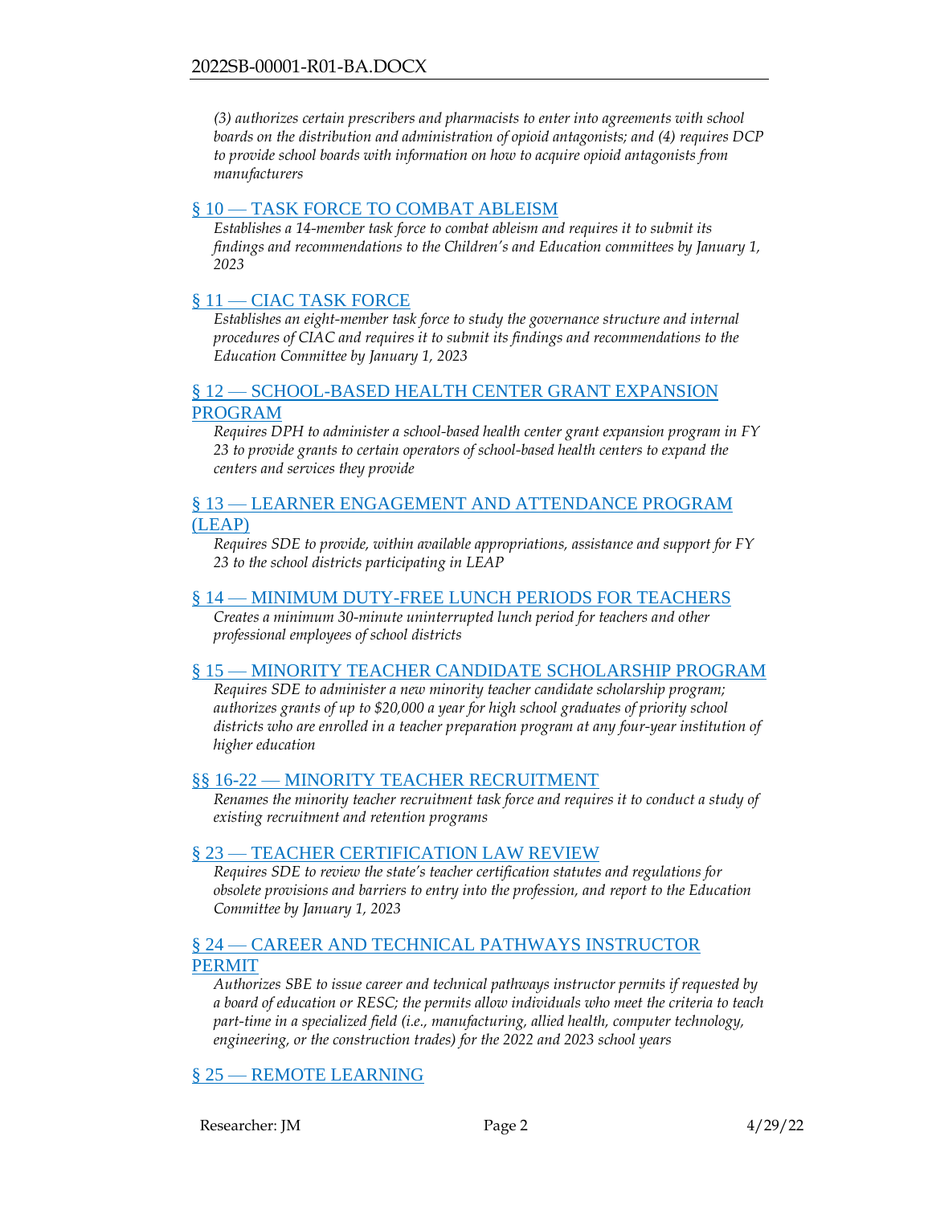*(3) authorizes certain prescribers and pharmacists to enter into agreements with school boards on the distribution and administration of opioid antagonists; and (4) requires DCP to provide school boards with information on how to acquire opioid antagonists from manufacturers*

## § 10 — TASK FORCE TO COMBAT ABLEISM

*Establishes a 14-member task force to combat ableism and requires it to submit its findings and recommendations to the Children's and Education committees by January 1, 2023*

## § 11 — CIAC TASK FORCE

*Establishes an eight-member task force to study the governance structure and internal procedures of CIAC and requires it to submit its findings and recommendations to the Education Committee by January 1, 2023*

## § 12 — SCHOOL-BASED HEALTH CENTER GRANT EXPANSION PROGRAM

*Requires DPH to administer a school-based health center grant expansion program in FY 23 to provide grants to certain operators of school-based health centers to expand the centers and services they provide*

## § 13 — LEARNER ENGAGEMENT AND ATTENDANCE PROGRAM (LEAP)

*Requires SDE to provide, within available appropriations, assistance and support for FY 23 to the school districts participating in LEAP*

## § 14 — MINIMUM DUTY-FREE LUNCH PERIODS FOR TEACHERS

*Creates a minimum 30-minute uninterrupted lunch period for teachers and other professional employees of school districts*

## § 15 — MINORITY TEACHER CANDIDATE SCHOLARSHIP PROGRAM

*Requires SDE to administer a new minority teacher candidate scholarship program; authorizes grants of up to $20,000 a year for high school graduates of priority school districts who are enrolled in a teacher preparation program at any four-year institution of higher education*

## §§ 16-22 — MINORITY TEACHER RECRUITMENT

*Renames the minority teacher recruitment task force and requires it to conduct a study of existing recruitment and retention programs*

## § 23 — TEACHER CERTIFICATION LAW REVIEW

*Requires SDE to review the state's teacher certification statutes and regulations for obsolete provisions and barriers to entry into the profession, and report to the Education Committee by January 1, 2023*

## § 24 — CAREER AND TECHNICAL PATHWAYS INSTRUCTOR PERMIT

*Authorizes SBE to issue career and technical pathways instructor permits if requested by a board of education or RESC; the permits allow individuals who meet the criteria to teach part-time in a specialized field (i.e., manufacturing, allied health, computer technology, engineering, or the construction trades) for the 2022 and 2023 school years*

## § 25 — REMOTE LEARNING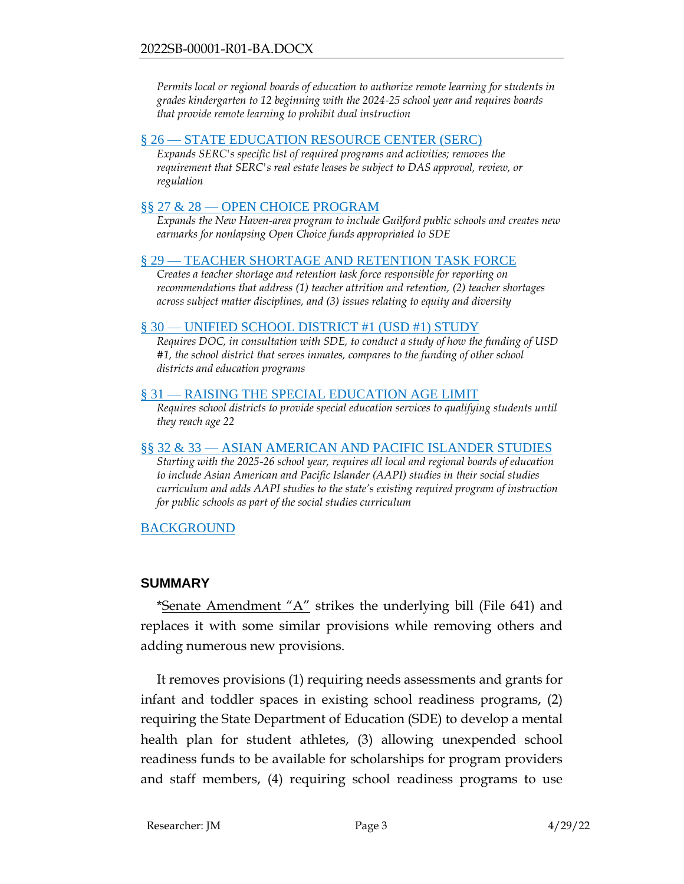*Permits local or regional boards of education to authorize remote learning for students in grades kindergarten to 12 beginning with the 2024-25 school year and requires boards that provide remote learning to prohibit dual instruction*

§ 26 — STATE EDUCATION RESOURCE CENTER (SERC)

*Expands SERC's specific list of required programs and activities; removes the requirement that SERC's real estate leases be subject to DAS approval, review, or regulation*

§§ 27 & 28 — OPEN CHOICE PROGRAM

*Expands the New Haven-area program to include Guilford public schools and creates new earmarks for nonlapsing Open Choice funds appropriated to SDE*

§ 29 — TEACHER SHORTAGE AND RETENTION TASK FORCE

*Creates a teacher shortage and retention task force responsible for reporting on recommendations that address (1) teacher attrition and retention, (2) teacher shortages across subject matter disciplines, and (3) issues relating to equity and diversity*

§ 30 — UNIFIED SCHOOL DISTRICT #1 (USD #1) STUDY

*Requires DOC, in consultation with SDE, to conduct a study of how the funding of USD #1, the school district that serves inmates, compares to the funding of other school districts and education programs*

§ 31 — RAISING THE SPECIAL EDUCATION AGE LIMIT

*Requires school districts to provide special education services to qualifying students until they reach age 22*

§§ 32 & 33 — ASIAN AMERICAN AND PACIFIC ISLANDER STUDIES

*Starting with the 2025-26 school year, requires all local and regional boards of education to include Asian American and Pacific Islander (AAPI) studies in their social studies curriculum and adds AAPI studies to the state's existing required program of instruction for public schools as part of the social studies curriculum*

BACKGROUND

## SUMMARY

*Senate Amendment "A" strikes the underlying bill (File 641) and replaces it with some similar provisions while removing others and adding numerous new provisions.

It removes provisions (1) requiring needs assessments and grants for infant and toddler spaces in existing school readiness programs, (2) requiring the State Department of Education (SDE) to develop a mental health plan for student athletes, (3) allowing unexpended school readiness funds to be available for scholarships for program providers and staff members, (4) requiring school readiness programs to use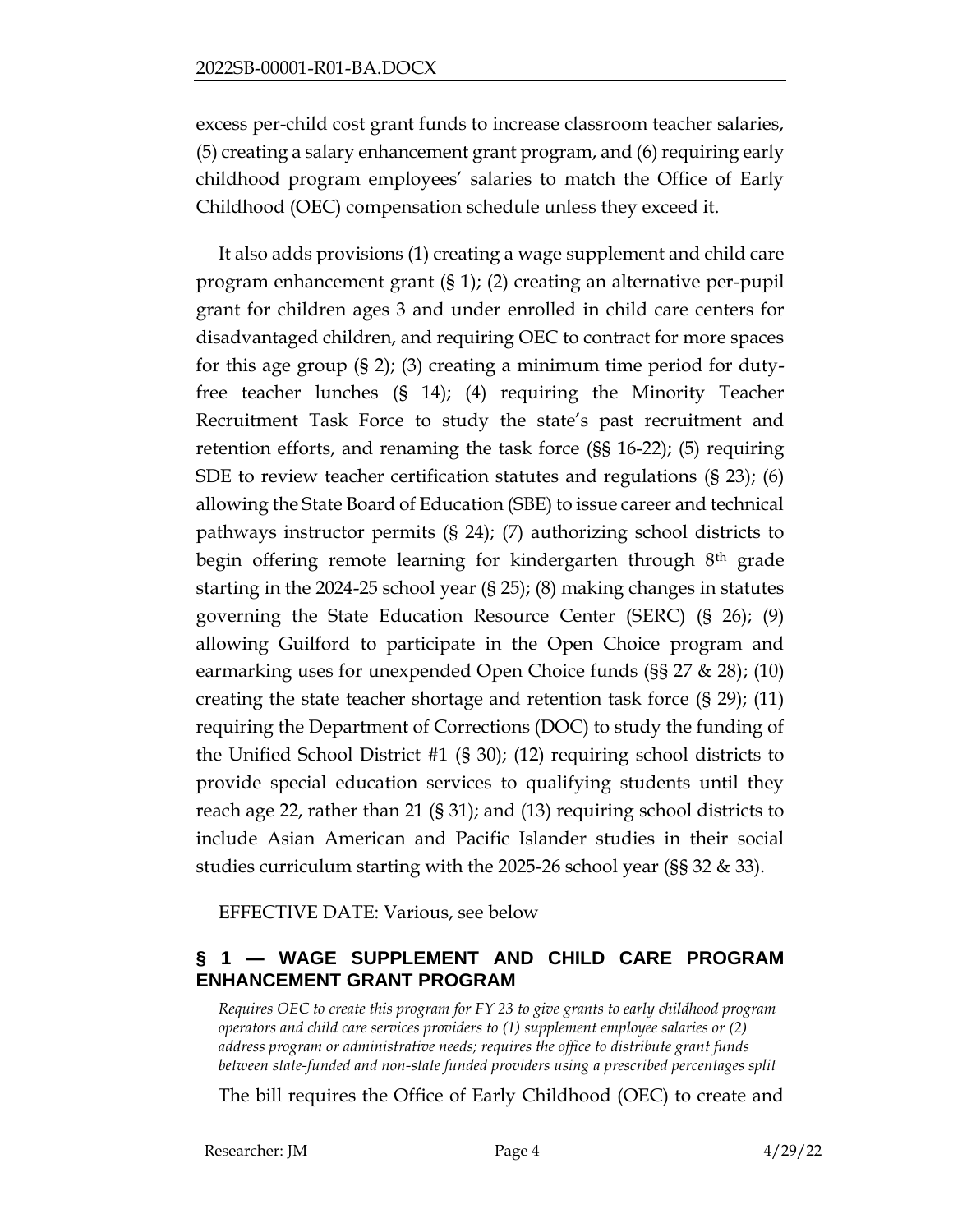excess per-child cost grant funds to increase classroom teacher salaries, (5) creating a salary enhancement grant program, and (6) requiring early childhood program employees' salaries to match the Office of Early Childhood (OEC) compensation schedule unless they exceed it.

It also adds provisions (1) creating a wage supplement and child care program enhancement grant (§ 1); (2) creating an alternative per-pupil grant for children ages 3 and under enrolled in child care centers for disadvantaged children, and requiring OEC to contract for more spaces for this age group (§ 2); (3) creating a minimum time period for duty-free teacher lunches (§ 14); (4) requiring the Minority Teacher Recruitment Task Force to study the state's past recruitment and retention efforts, and renaming the task force (§§ 16-22); (5) requiring SDE to review teacher certification statutes and regulations (§ 23); (6) allowing the State Board of Education (SBE) to issue career and technical pathways instructor permits (§ 24); (7) authorizing school districts to begin offering remote learning for kindergarten through 8th grade starting in the 2024-25 school year (§ 25); (8) making changes in statutes governing the State Education Resource Center (SERC) (§ 26); (9) allowing Guilford to participate in the Open Choice program and earmarking uses for unexpended Open Choice funds (§§ 27 & 28); (10) creating the state teacher shortage and retention task force (§ 29); (11) requiring the Department of Corrections (DOC) to study the funding of the Unified School District #1 (§ 30); (12) requiring school districts to provide special education services to qualifying students until they reach age 22, rather than 21 (§ 31); and (13) requiring school districts to include Asian American and Pacific Islander studies in their social studies curriculum starting with the 2025-26 school year (§§ 32 & 33).

EFFECTIVE DATE: Various, see below

## § 1 — WAGE SUPPLEMENT AND CHILD CARE PROGRAM ENHANCEMENT GRANT PROGRAM

*Requires OEC to create this program for FY 23 to give grants to early childhood program operators and child care services providers to (1) supplement employee salaries or (2) address program or administrative needs; requires the office to distribute grant funds between state-funded and non-state funded providers using a prescribed percentages split*

The bill requires the Office of Early Childhood (OEC) to create and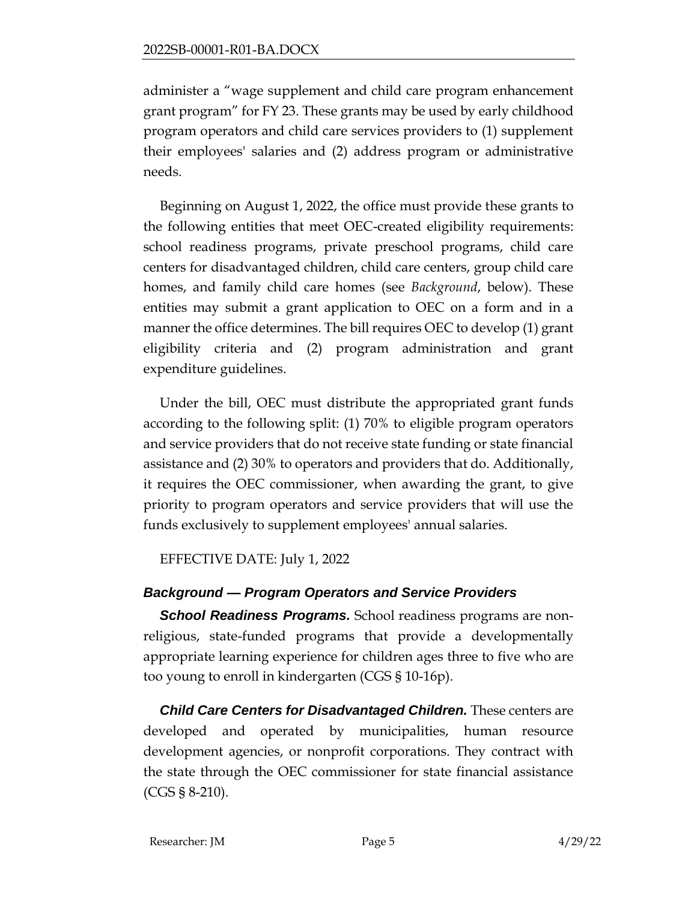administer a "wage supplement and child care program enhancement grant program" for FY 23. These grants may be used by early childhood program operators and child care services providers to (1) supplement their employees' salaries and (2) address program or administrative needs.

Beginning on August 1, 2022, the office must provide these grants to the following entities that meet OEC-created eligibility requirements: school readiness programs, private preschool programs, child care centers for disadvantaged children, child care centers, group child care homes, and family child care homes (see *Background*, below). These entities may submit a grant application to OEC on a form and in a manner the office determines. The bill requires OEC to develop (1) grant eligibility criteria and (2) program administration and grant expenditure guidelines.

Under the bill, OEC must distribute the appropriated grant funds according to the following split: (1) 70% to eligible program operators and service providers that do not receive state funding or state financial assistance and (2) 30% to operators and providers that do. Additionally, it requires the OEC commissioner, when awarding the grant, to give priority to program operators and service providers that will use the funds exclusively to supplement employees' annual salaries.

EFFECTIVE DATE: July 1, 2022

### *Background — Program Operators and Service Providers*

***School Readiness Programs.*** School readiness programs are non-religious, state-funded programs that provide a developmentally appropriate learning experience for children ages three to five who are too young to enroll in kindergarten (CGS § 10-16p).

***Child Care Centers for Disadvantaged Children.*** These centers are developed and operated by municipalities, human resource development agencies, or nonprofit corporations. They contract with the state through the OEC commissioner for state financial assistance (CGS § 8-210).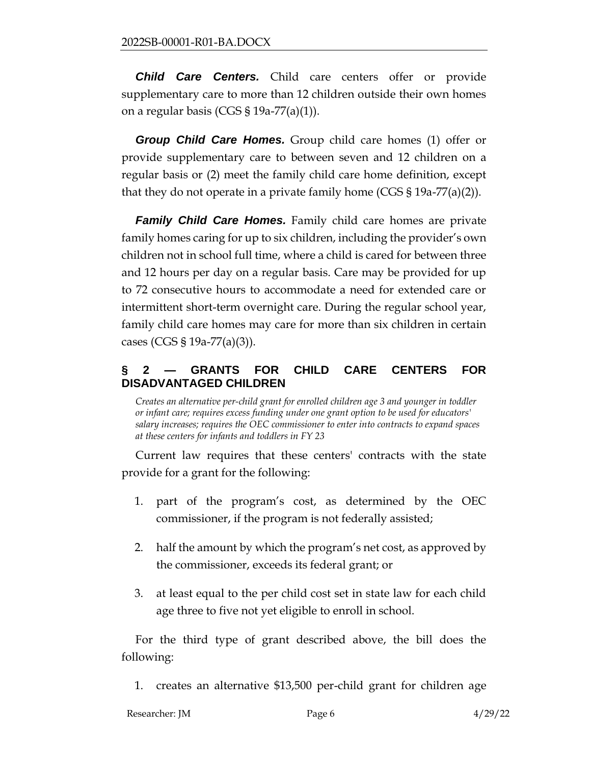***Child Care Centers.*** Child care centers offer or provide supplementary care to more than 12 children outside their own homes on a regular basis (CGS § 19a-77(a)(1)).

***Group Child Care Homes.*** Group child care homes (1) offer or provide supplementary care to between seven and 12 children on a regular basis or (2) meet the family child care home definition, except that they do not operate in a private family home (CGS § 19a-77(a)(2)).

***Family Child Care Homes.*** Family child care homes are private family homes caring for up to six children, including the provider's own children not in school full time, where a child is cared for between three and 12 hours per day on a regular basis. Care may be provided for up to 72 consecutive hours to accommodate a need for extended care or intermittent short-term overnight care. During the regular school year, family child care homes may care for more than six children in certain cases (CGS § 19a-77(a)(3)).

## § 2 — GRANTS FOR CHILD CARE CENTERS FOR DISADVANTAGED CHILDREN

*Creates an alternative per-child grant for enrolled children age 3 and younger in toddler or infant care; requires excess funding under one grant option to be used for educators' salary increases; requires the OEC commissioner to enter into contracts to expand spaces at these centers for infants and toddlers in FY 23*

Current law requires that these centers' contracts with the state provide for a grant for the following:

1. part of the program's cost, as determined by the OEC commissioner, if the program is not federally assisted;
2. half the amount by which the program's net cost, as approved by the commissioner, exceeds its federal grant; or
3. at least equal to the per child cost set in state law for each child age three to five not yet eligible to enroll in school.

For the third type of grant described above, the bill does the following:

1. creates an alternative $13,500 per-child grant for children age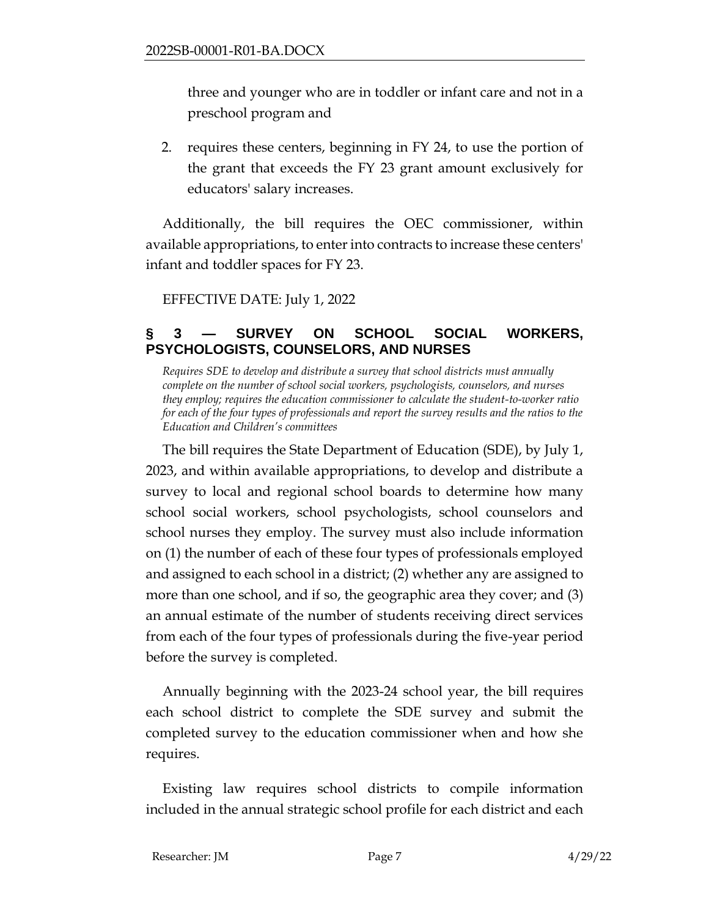three and younger who are in toddler or infant care and not in a preschool program and

2. requires these centers, beginning in FY 24, to use the portion of the grant that exceeds the FY 23 grant amount exclusively for educators' salary increases.

Additionally, the bill requires the OEC commissioner, within available appropriations, to enter into contracts to increase these centers' infant and toddler spaces for FY 23.

EFFECTIVE DATE: July 1, 2022

## § 3 — SURVEY ON SCHOOL SOCIAL WORKERS, PSYCHOLOGISTS, COUNSELORS, AND NURSES

*Requires SDE to develop and distribute a survey that school districts must annually complete on the number of school social workers, psychologists, counselors, and nurses they employ; requires the education commissioner to calculate the student-to-worker ratio for each of the four types of professionals and report the survey results and the ratios to the Education and Children's committees*

The bill requires the State Department of Education (SDE), by July 1, 2023, and within available appropriations, to develop and distribute a survey to local and regional school boards to determine how many school social workers, school psychologists, school counselors and school nurses they employ. The survey must also include information on (1) the number of each of these four types of professionals employed and assigned to each school in a district; (2) whether any are assigned to more than one school, and if so, the geographic area they cover; and (3) an annual estimate of the number of students receiving direct services from each of the four types of professionals during the five-year period before the survey is completed.

Annually beginning with the 2023-24 school year, the bill requires each school district to complete the SDE survey and submit the completed survey to the education commissioner when and how she requires.

Existing law requires school districts to compile information included in the annual strategic school profile for each district and each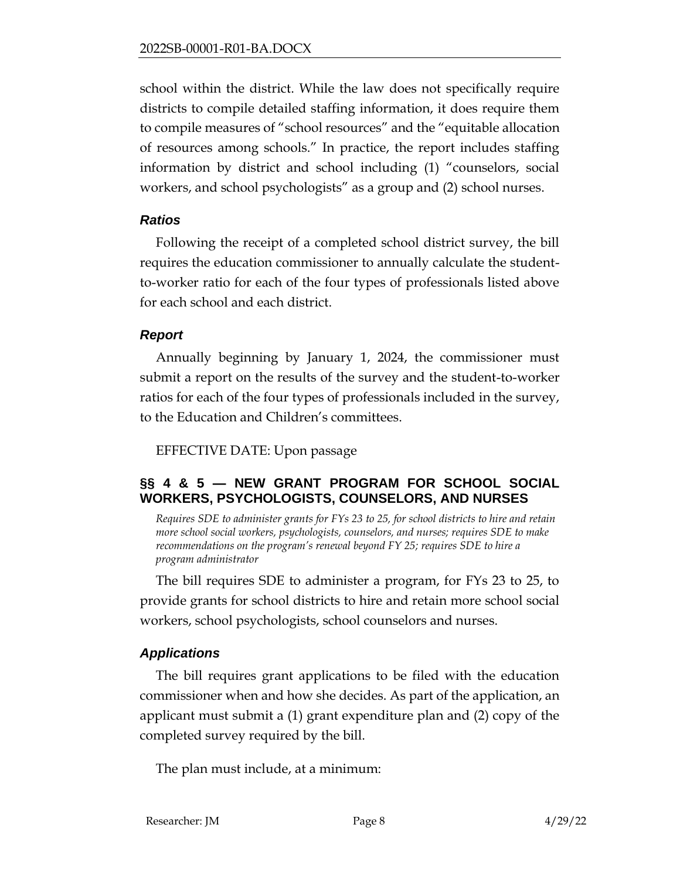school within the district. While the law does not specifically require districts to compile detailed staffing information, it does require them to compile measures of "school resources" and the "equitable allocation of resources among schools." In practice, the report includes staffing information by district and school including (1) "counselors, social workers, and school psychologists" as a group and (2) school nurses.

### *Ratios*

Following the receipt of a completed school district survey, the bill requires the education commissioner to annually calculate the student-to-worker ratio for each of the four types of professionals listed above for each school and each district.

### *Report*

Annually beginning by January 1, 2024, the commissioner must submit a report on the results of the survey and the student-to-worker ratios for each of the four types of professionals included in the survey, to the Education and Children's committees.

EFFECTIVE DATE: Upon passage

## §§ 4 & 5 — NEW GRANT PROGRAM FOR SCHOOL SOCIAL WORKERS, PSYCHOLOGISTS, COUNSELORS, AND NURSES

*Requires SDE to administer grants for FYs 23 to 25, for school districts to hire and retain more school social workers, psychologists, counselors, and nurses; requires SDE to make recommendations on the program's renewal beyond FY 25; requires SDE to hire a program administrator*

The bill requires SDE to administer a program, for FYs 23 to 25, to provide grants for school districts to hire and retain more school social workers, school psychologists, school counselors and nurses.

### *Applications*

The bill requires grant applications to be filed with the education commissioner when and how she decides. As part of the application, an applicant must submit a (1) grant expenditure plan and (2) copy of the completed survey required by the bill.

The plan must include, at a minimum: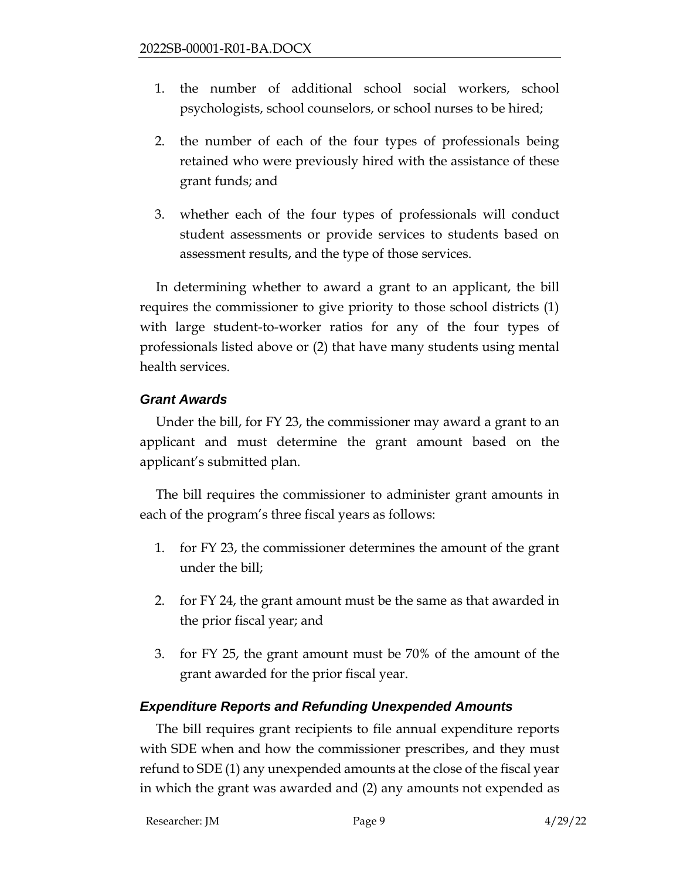1. the number of additional school social workers, school psychologists, school counselors, or school nurses to be hired;

2. the number of each of the four types of professionals being retained who were previously hired with the assistance of these grant funds; and

3. whether each of the four types of professionals will conduct student assessments or provide services to students based on assessment results, and the type of those services.

In determining whether to award a grant to an applicant, the bill requires the commissioner to give priority to those school districts (1) with large student-to-worker ratios for any of the four types of professionals listed above or (2) that have many students using mental health services.

### *Grant Awards*

Under the bill, for FY 23, the commissioner may award a grant to an applicant and must determine the grant amount based on the applicant's submitted plan.

The bill requires the commissioner to administer grant amounts in each of the program's three fiscal years as follows:

1. for FY 23, the commissioner determines the amount of the grant under the bill;

2. for FY 24, the grant amount must be the same as that awarded in the prior fiscal year; and

3. for FY 25, the grant amount must be 70% of the amount of the grant awarded for the prior fiscal year.

### *Expenditure Reports and Refunding Unexpended Amounts*

The bill requires grant recipients to file annual expenditure reports with SDE when and how the commissioner prescribes, and they must refund to SDE (1) any unexpended amounts at the close of the fiscal year in which the grant was awarded and (2) any amounts not expended as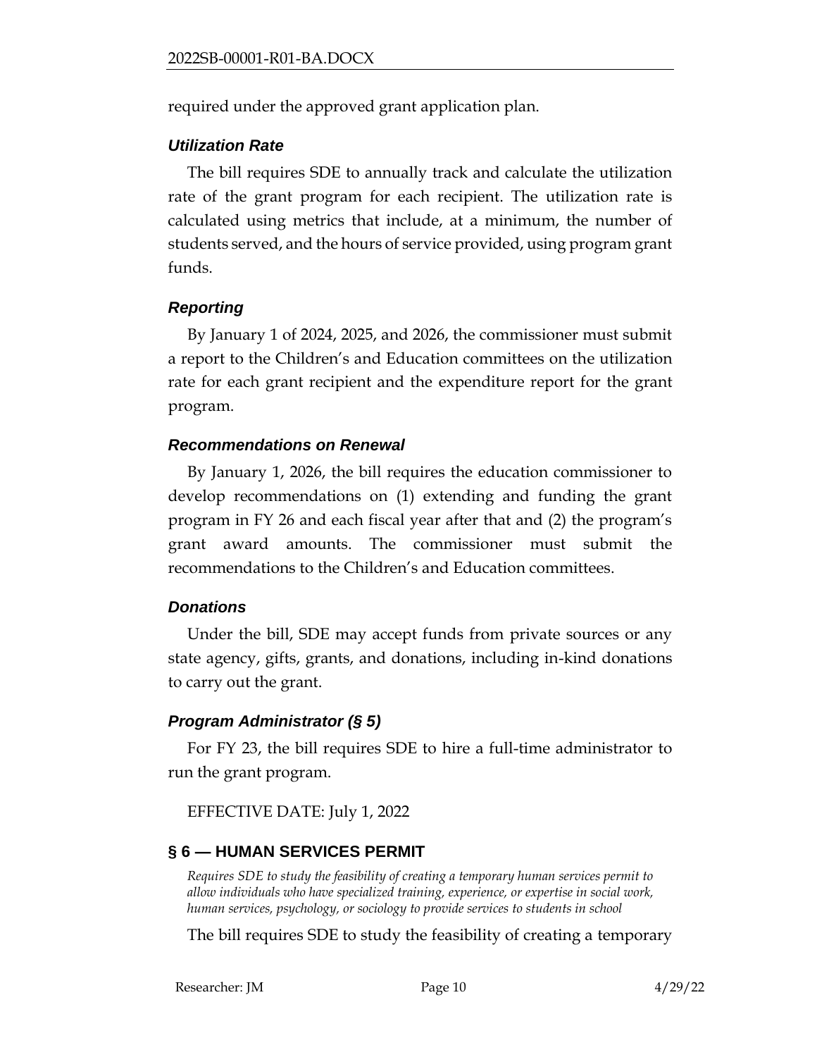required under the approved grant application plan.

### *Utilization Rate*

The bill requires SDE to annually track and calculate the utilization rate of the grant program for each recipient. The utilization rate is calculated using metrics that include, at a minimum, the number of students served, and the hours of service provided, using program grant funds.

### *Reporting*

By January 1 of 2024, 2025, and 2026, the commissioner must submit a report to the Children's and Education committees on the utilization rate for each grant recipient and the expenditure report for the grant program.

### *Recommendations on Renewal*

By January 1, 2026, the bill requires the education commissioner to develop recommendations on (1) extending and funding the grant program in FY 26 and each fiscal year after that and (2) the program's grant award amounts. The commissioner must submit the recommendations to the Children's and Education committees.

### *Donations*

Under the bill, SDE may accept funds from private sources or any state agency, gifts, grants, and donations, including in-kind donations to carry out the grant.

### *Program Administrator (§ 5)*

For FY 23, the bill requires SDE to hire a full-time administrator to run the grant program.

EFFECTIVE DATE: July 1, 2022

## § 6 — HUMAN SERVICES PERMIT

*Requires SDE to study the feasibility of creating a temporary human services permit to allow individuals who have specialized training, experience, or expertise in social work, human services, psychology, or sociology to provide services to students in school*

The bill requires SDE to study the feasibility of creating a temporary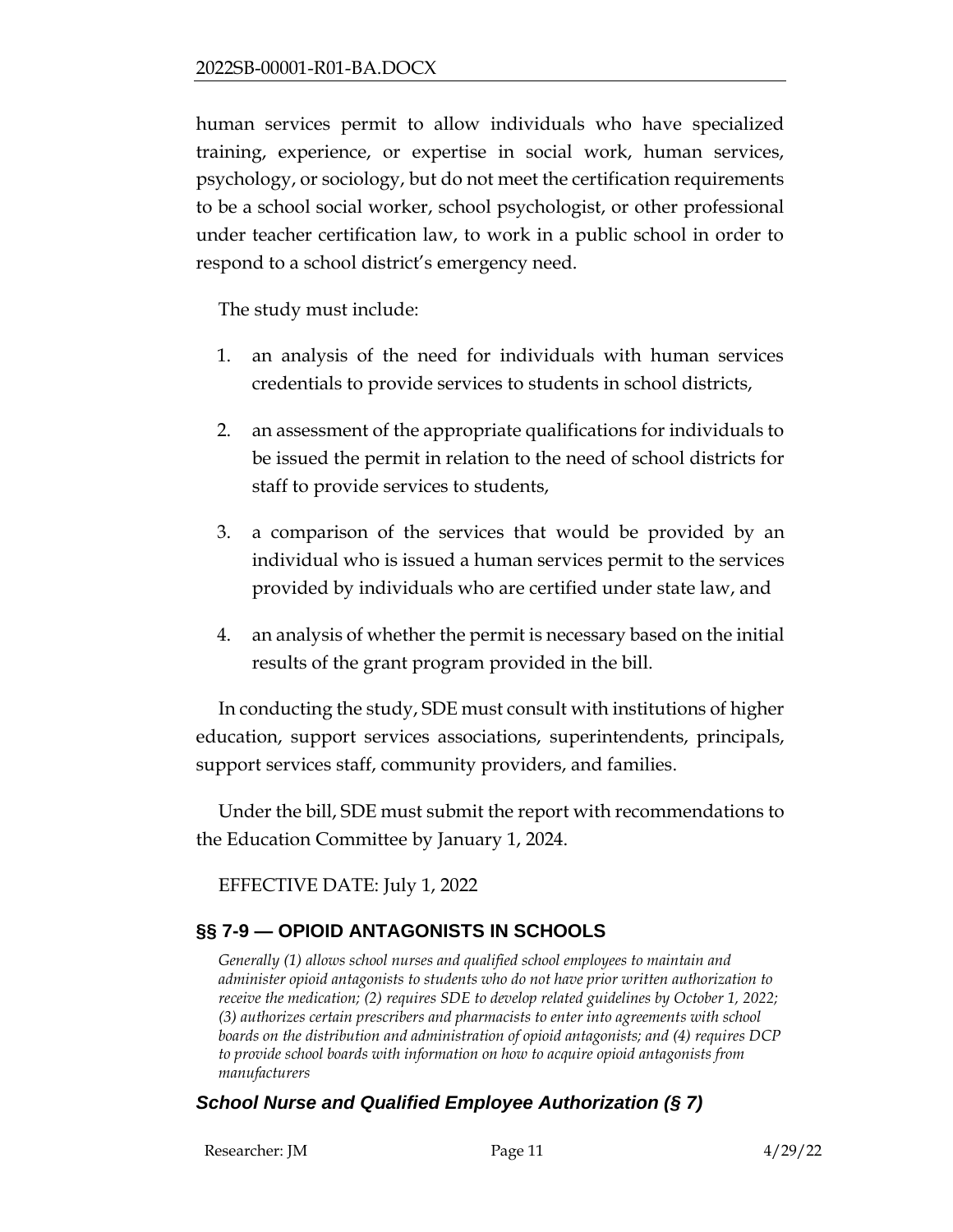human services permit to allow individuals who have specialized training, experience, or expertise in social work, human services, psychology, or sociology, but do not meet the certification requirements to be a school social worker, school psychologist, or other professional under teacher certification law, to work in a public school in order to respond to a school district's emergency need.

The study must include:

1. an analysis of the need for individuals with human services credentials to provide services to students in school districts,
2. an assessment of the appropriate qualifications for individuals to be issued the permit in relation to the need of school districts for staff to provide services to students,
3. a comparison of the services that would be provided by an individual who is issued a human services permit to the services provided by individuals who are certified under state law, and
4. an analysis of whether the permit is necessary based on the initial results of the grant program provided in the bill.

In conducting the study, SDE must consult with institutions of higher education, support services associations, superintendents, principals, support services staff, community providers, and families.

Under the bill, SDE must submit the report with recommendations to the Education Committee by January 1, 2024.

EFFECTIVE DATE: July 1, 2022

## §§ 7-9 — OPIOID ANTAGONISTS IN SCHOOLS

*Generally (1) allows school nurses and qualified school employees to maintain and administer opioid antagonists to students who do not have prior written authorization to receive the medication; (2) requires SDE to develop related guidelines by October 1, 2022; (3) authorizes certain prescribers and pharmacists to enter into agreements with school boards on the distribution and administration of opioid antagonists; and (4) requires DCP to provide school boards with information on how to acquire opioid antagonists from manufacturers*

### *School Nurse and Qualified Employee Authorization (§ 7)*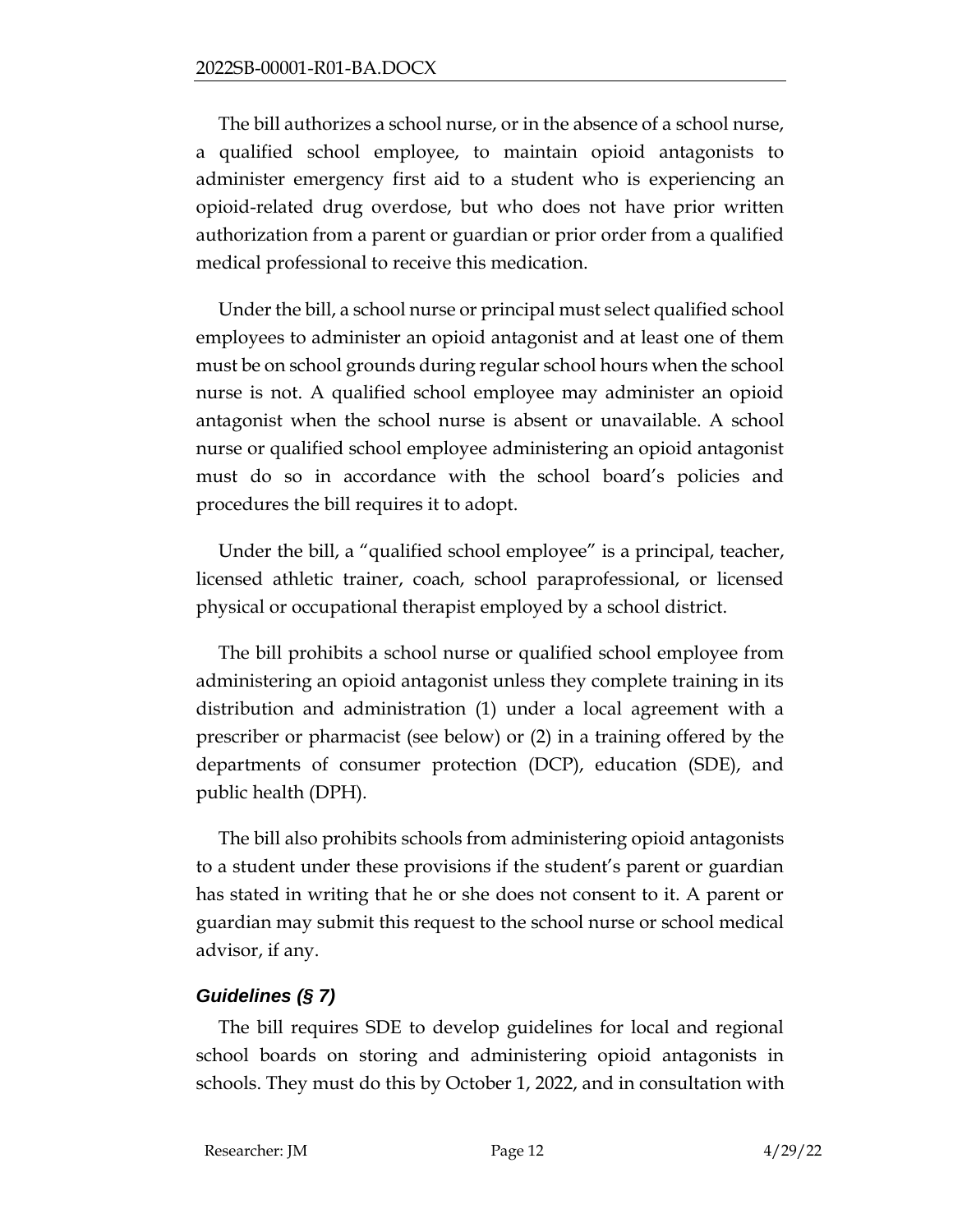The bill authorizes a school nurse, or in the absence of a school nurse, a qualified school employee, to maintain opioid antagonists to administer emergency first aid to a student who is experiencing an opioid-related drug overdose, but who does not have prior written authorization from a parent or guardian or prior order from a qualified medical professional to receive this medication.

Under the bill, a school nurse or principal must select qualified school employees to administer an opioid antagonist and at least one of them must be on school grounds during regular school hours when the school nurse is not. A qualified school employee may administer an opioid antagonist when the school nurse is absent or unavailable. A school nurse or qualified school employee administering an opioid antagonist must do so in accordance with the school board's policies and procedures the bill requires it to adopt.

Under the bill, a "qualified school employee" is a principal, teacher, licensed athletic trainer, coach, school paraprofessional, or licensed physical or occupational therapist employed by a school district.

The bill prohibits a school nurse or qualified school employee from administering an opioid antagonist unless they complete training in its distribution and administration (1) under a local agreement with a prescriber or pharmacist (see below) or (2) in a training offered by the departments of consumer protection (DCP), education (SDE), and public health (DPH).

The bill also prohibits schools from administering opioid antagonists to a student under these provisions if the student's parent or guardian has stated in writing that he or she does not consent to it. A parent or guardian may submit this request to the school nurse or school medical advisor, if any.

### *Guidelines (§ 7)*

The bill requires SDE to develop guidelines for local and regional school boards on storing and administering opioid antagonists in schools. They must do this by October 1, 2022, and in consultation with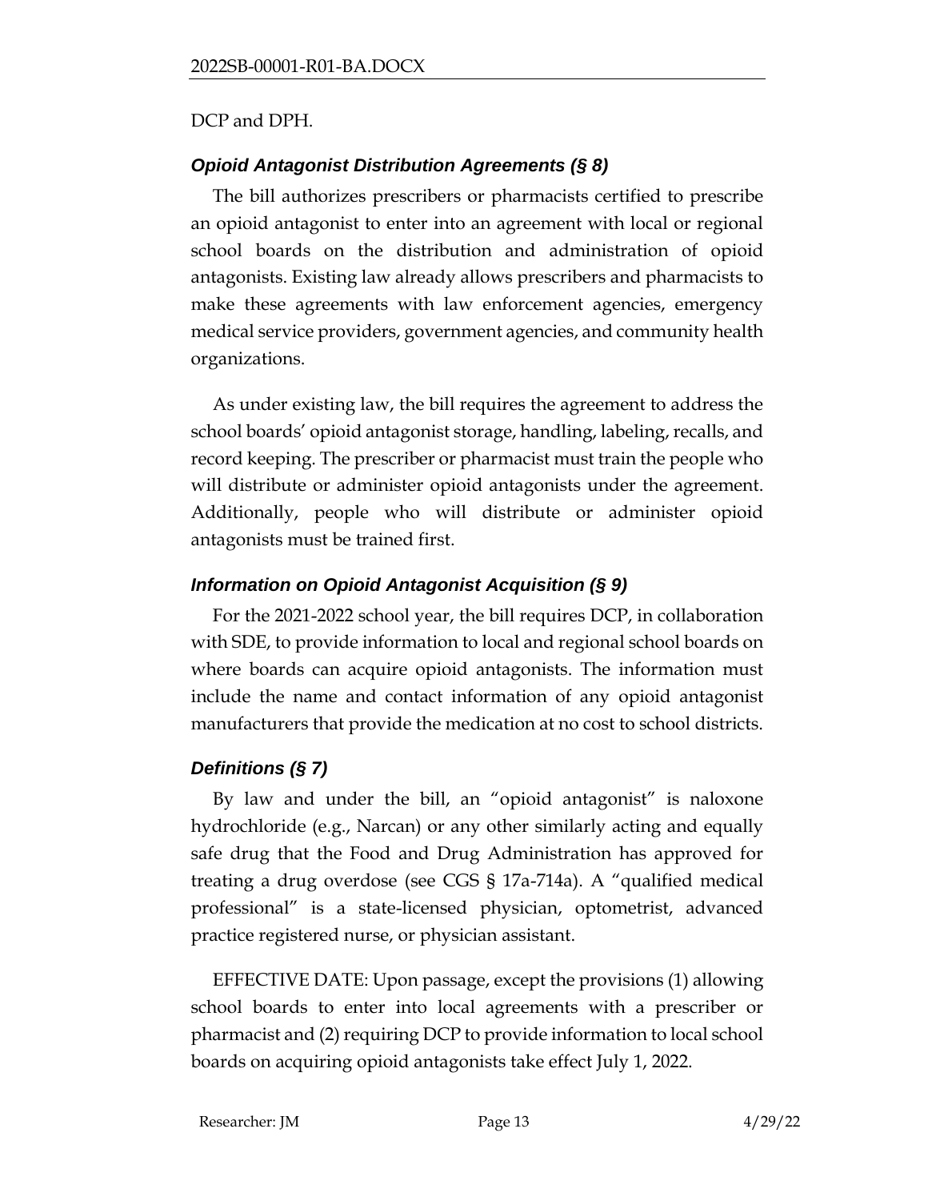DCP and DPH.

### *Opioid Antagonist Distribution Agreements (§ 8)*

The bill authorizes prescribers or pharmacists certified to prescribe an opioid antagonist to enter into an agreement with local or regional school boards on the distribution and administration of opioid antagonists. Existing law already allows prescribers and pharmacists to make these agreements with law enforcement agencies, emergency medical service providers, government agencies, and community health organizations.

As under existing law, the bill requires the agreement to address the school boards' opioid antagonist storage, handling, labeling, recalls, and record keeping. The prescriber or pharmacist must train the people who will distribute or administer opioid antagonists under the agreement. Additionally, people who will distribute or administer opioid antagonists must be trained first.

### *Information on Opioid Antagonist Acquisition (§ 9)*

For the 2021-2022 school year, the bill requires DCP, in collaboration with SDE, to provide information to local and regional school boards on where boards can acquire opioid antagonists. The information must include the name and contact information of any opioid antagonist manufacturers that provide the medication at no cost to school districts.

### *Definitions (§ 7)*

By law and under the bill, an "opioid antagonist" is naloxone hydrochloride (e.g., Narcan) or any other similarly acting and equally safe drug that the Food and Drug Administration has approved for treating a drug overdose (see CGS § 17a-714a). A "qualified medical professional" is a state-licensed physician, optometrist, advanced practice registered nurse, or physician assistant.

EFFECTIVE DATE: Upon passage, except the provisions (1) allowing school boards to enter into local agreements with a prescriber or pharmacist and (2) requiring DCP to provide information to local school boards on acquiring opioid antagonists take effect July 1, 2022.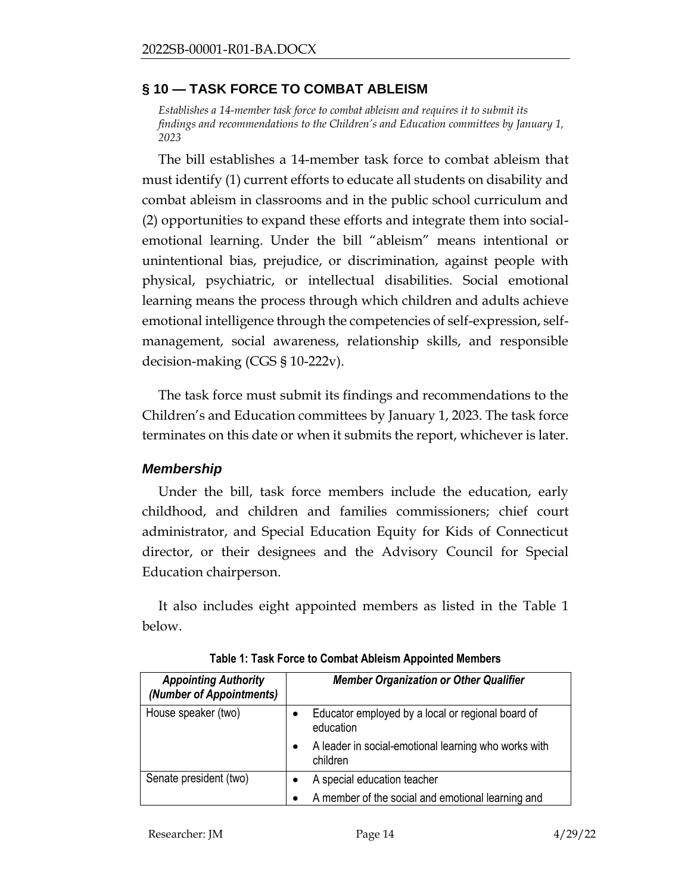## § 10 — TASK FORCE TO COMBAT ABLEISM

*Establishes a 14-member task force to combat ableism and requires it to submit its findings and recommendations to the Children's and Education committees by January 1, 2023*

The bill establishes a 14-member task force to combat ableism that must identify (1) current efforts to educate all students on disability and combat ableism in classrooms and in the public school curriculum and (2) opportunities to expand these efforts and integrate them into social-emotional learning. Under the bill "ableism" means intentional or unintentional bias, prejudice, or discrimination, against people with physical, psychiatric, or intellectual disabilities. Social emotional learning means the process through which children and adults achieve emotional intelligence through the competencies of self-expression, self-management, social awareness, relationship skills, and responsible decision-making (CGS § 10-222v).

The task force must submit its findings and recommendations to the Children's and Education committees by January 1, 2023. The task force terminates on this date or when it submits the report, whichever is later.

### *Membership*

Under the bill, task force members include the education, early childhood, and children and families commissioners; chief court administrator, and Special Education Equity for Kids of Connecticut director, or their designees and the Advisory Council for Special Education chairperson.

It also includes eight appointed members as listed in the Table 1 below.

**Table 1: Task Force to Combat Ableism Appointed Members**

| *Appointing Authority (Number of Appointments)* | *Member Organization or Other Qualifier* |
|---|---|
| House speaker (two) | • Educator employed by a local or regional board of education<br>• A leader in social-emotional learning who works with children |
| Senate president (two) | • A special education teacher<br>• A member of the social and emotional learning and |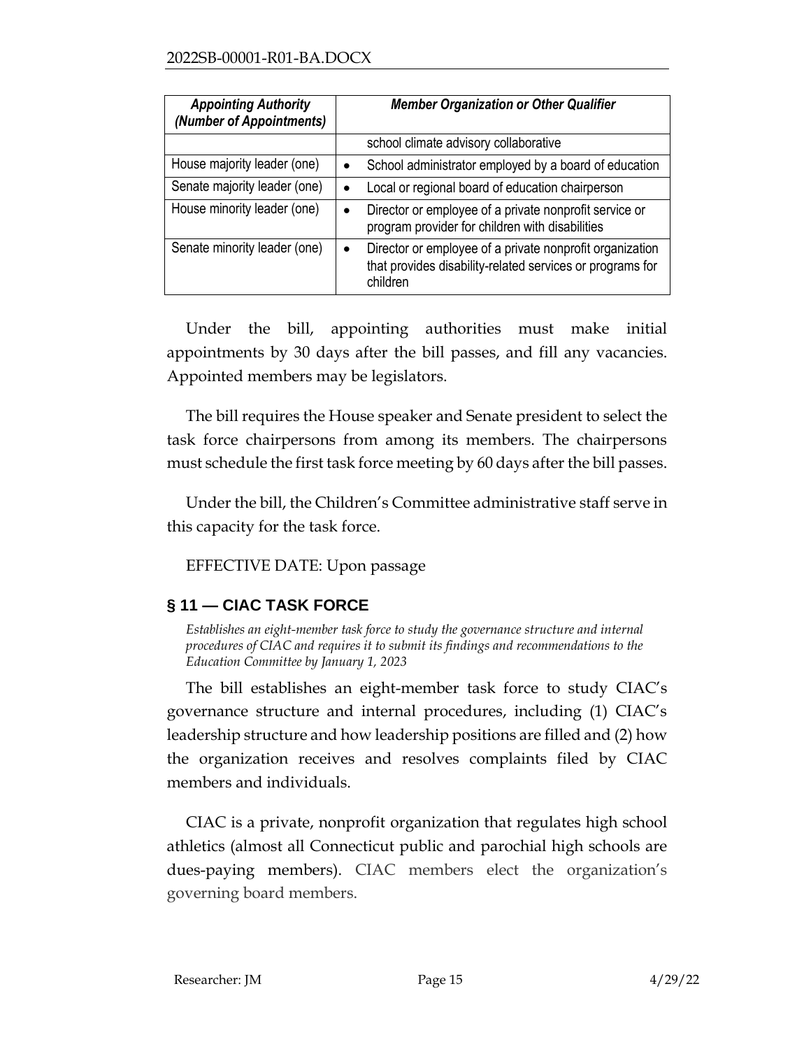| Appointing Authority (Number of Appointments) | Member Organization or Other Qualifier |
|---|---|
| | school climate advisory collaborative |
| House majority leader (one) | • School administrator employed by a board of education |
| Senate majority leader (one) | • Local or regional board of education chairperson |
| House minority leader (one) | • Director or employee of a private nonprofit service or program provider for children with disabilities |
| Senate minority leader (one) | • Director or employee of a private nonprofit organization that provides disability-related services or programs for children |

Under the bill, appointing authorities must make initial appointments by 30 days after the bill passes, and fill any vacancies. Appointed members may be legislators.

The bill requires the House speaker and Senate president to select the task force chairpersons from among its members. The chairpersons must schedule the first task force meeting by 60 days after the bill passes.

Under the bill, the Children's Committee administrative staff serve in this capacity for the task force.

EFFECTIVE DATE: Upon passage

## § 11 — CIAC TASK FORCE

*Establishes an eight-member task force to study the governance structure and internal procedures of CIAC and requires it to submit its findings and recommendations to the Education Committee by January 1, 2023*

The bill establishes an eight-member task force to study CIAC's governance structure and internal procedures, including (1) CIAC's leadership structure and how leadership positions are filled and (2) how the organization receives and resolves complaints filed by CIAC members and individuals.

CIAC is a private, nonprofit organization that regulates high school athletics (almost all Connecticut public and parochial high schools are dues-paying members). CIAC members elect the organization's governing board members.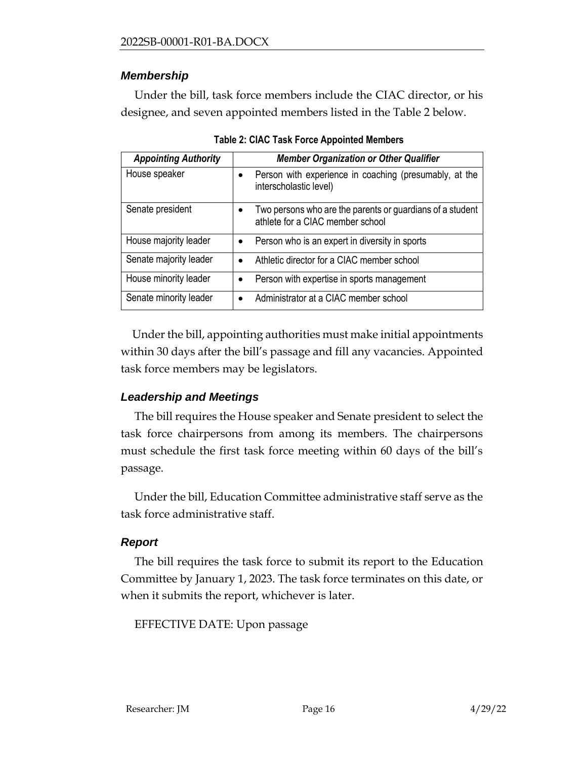### *Membership*

Under the bill, task force members include the CIAC director, or his designee, and seven appointed members listed in the Table 2 below.

**Table 2: CIAC Task Force Appointed Members**

| *Appointing Authority* | *Member Organization or Other Qualifier* |
|---|---|
| House speaker | • Person with experience in coaching (presumably, at the interscholastic level) |
| Senate president | • Two persons who are the parents or guardians of a student athlete for a CIAC member school |
| House majority leader | • Person who is an expert in diversity in sports |
| Senate majority leader | • Athletic director for a CIAC member school |
| House minority leader | • Person with expertise in sports management |
| Senate minority leader | • Administrator at a CIAC member school |

Under the bill, appointing authorities must make initial appointments within 30 days after the bill's passage and fill any vacancies. Appointed task force members may be legislators.

### *Leadership and Meetings*

The bill requires the House speaker and Senate president to select the task force chairpersons from among its members. The chairpersons must schedule the first task force meeting within 60 days of the bill's passage.

Under the bill, Education Committee administrative staff serve as the task force administrative staff.

### *Report*

The bill requires the task force to submit its report to the Education Committee by January 1, 2023. The task force terminates on this date, or when it submits the report, whichever is later.

EFFECTIVE DATE: Upon passage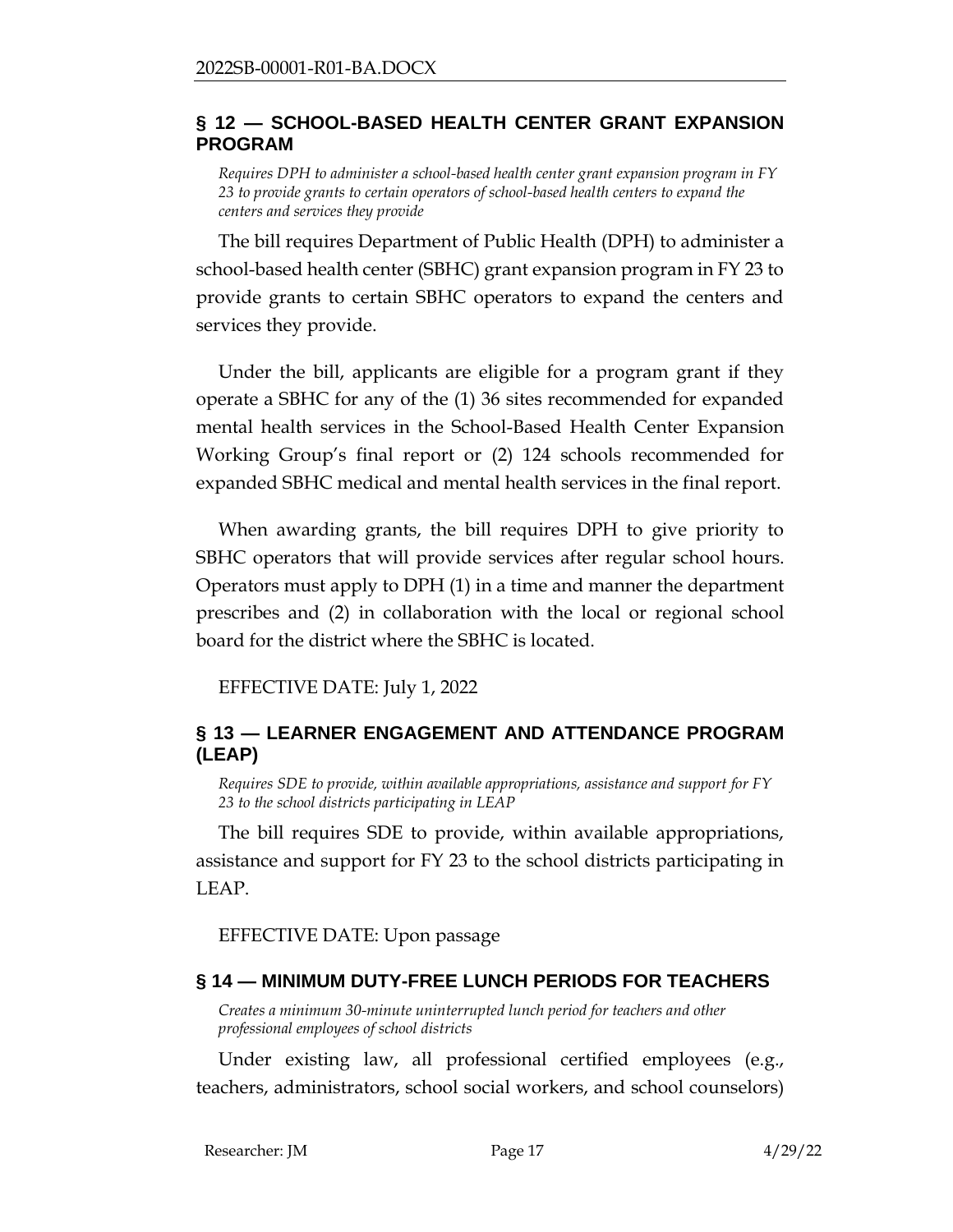## § 12 — SCHOOL-BASED HEALTH CENTER GRANT EXPANSION PROGRAM

*Requires DPH to administer a school-based health center grant expansion program in FY 23 to provide grants to certain operators of school-based health centers to expand the centers and services they provide*

The bill requires Department of Public Health (DPH) to administer a school-based health center (SBHC) grant expansion program in FY 23 to provide grants to certain SBHC operators to expand the centers and services they provide.

Under the bill, applicants are eligible for a program grant if they operate a SBHC for any of the (1) 36 sites recommended for expanded mental health services in the School-Based Health Center Expansion Working Group's final report or (2) 124 schools recommended for expanded SBHC medical and mental health services in the final report.

When awarding grants, the bill requires DPH to give priority to SBHC operators that will provide services after regular school hours. Operators must apply to DPH (1) in a time and manner the department prescribes and (2) in collaboration with the local or regional school board for the district where the SBHC is located.

EFFECTIVE DATE: July 1, 2022

## § 13 — LEARNER ENGAGEMENT AND ATTENDANCE PROGRAM (LEAP)

*Requires SDE to provide, within available appropriations, assistance and support for FY 23 to the school districts participating in LEAP*

The bill requires SDE to provide, within available appropriations, assistance and support for FY 23 to the school districts participating in LEAP.

EFFECTIVE DATE: Upon passage

## § 14 — MINIMUM DUTY-FREE LUNCH PERIODS FOR TEACHERS

*Creates a minimum 30-minute uninterrupted lunch period for teachers and other professional employees of school districts*

Under existing law, all professional certified employees (e.g., teachers, administrators, school social workers, and school counselors)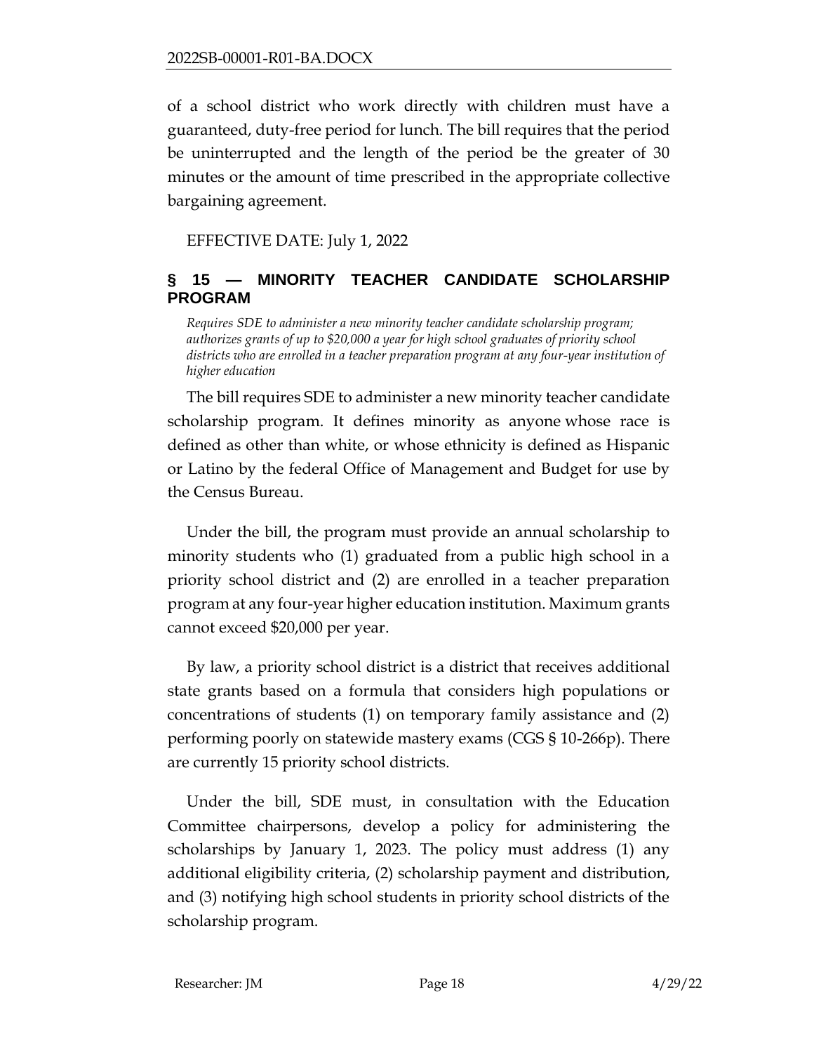of a school district who work directly with children must have a guaranteed, duty-free period for lunch. The bill requires that the period be uninterrupted and the length of the period be the greater of 30 minutes or the amount of time prescribed in the appropriate collective bargaining agreement.

EFFECTIVE DATE: July 1, 2022

## § 15 — MINORITY TEACHER CANDIDATE SCHOLARSHIP PROGRAM

*Requires SDE to administer a new minority teacher candidate scholarship program; authorizes grants of up to $20,000 a year for high school graduates of priority school districts who are enrolled in a teacher preparation program at any four-year institution of higher education*

The bill requires SDE to administer a new minority teacher candidate scholarship program. It defines minority as anyone whose race is defined as other than white, or whose ethnicity is defined as Hispanic or Latino by the federal Office of Management and Budget for use by the Census Bureau.

Under the bill, the program must provide an annual scholarship to minority students who (1) graduated from a public high school in a priority school district and (2) are enrolled in a teacher preparation program at any four-year higher education institution. Maximum grants cannot exceed $20,000 per year.

By law, a priority school district is a district that receives additional state grants based on a formula that considers high populations or concentrations of students (1) on temporary family assistance and (2) performing poorly on statewide mastery exams (CGS § 10-266p). There are currently 15 priority school districts.

Under the bill, SDE must, in consultation with the Education Committee chairpersons, develop a policy for administering the scholarships by January 1, 2023. The policy must address (1) any additional eligibility criteria, (2) scholarship payment and distribution, and (3) notifying high school students in priority school districts of the scholarship program.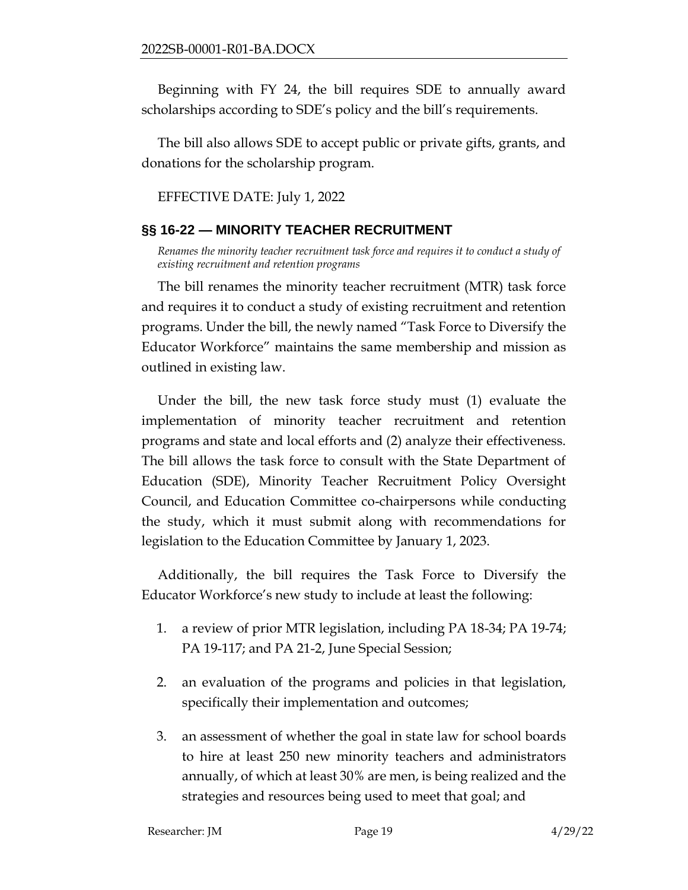Beginning with FY 24, the bill requires SDE to annually award scholarships according to SDE's policy and the bill's requirements.

The bill also allows SDE to accept public or private gifts, grants, and donations for the scholarship program.

EFFECTIVE DATE: July 1, 2022

## §§ 16-22 — MINORITY TEACHER RECRUITMENT

*Renames the minority teacher recruitment task force and requires it to conduct a study of existing recruitment and retention programs*

The bill renames the minority teacher recruitment (MTR) task force and requires it to conduct a study of existing recruitment and retention programs. Under the bill, the newly named "Task Force to Diversify the Educator Workforce" maintains the same membership and mission as outlined in existing law.

Under the bill, the new task force study must (1) evaluate the implementation of minority teacher recruitment and retention programs and state and local efforts and (2) analyze their effectiveness. The bill allows the task force to consult with the State Department of Education (SDE), Minority Teacher Recruitment Policy Oversight Council, and Education Committee co-chairpersons while conducting the study, which it must submit along with recommendations for legislation to the Education Committee by January 1, 2023.

Additionally, the bill requires the Task Force to Diversify the Educator Workforce's new study to include at least the following:

1. a review of prior MTR legislation, including PA 18-34; PA 19-74; PA 19-117; and PA 21-2, June Special Session;
2. an evaluation of the programs and policies in that legislation, specifically their implementation and outcomes;
3. an assessment of whether the goal in state law for school boards to hire at least 250 new minority teachers and administrators annually, of which at least 30% are men, is being realized and the strategies and resources being used to meet that goal; and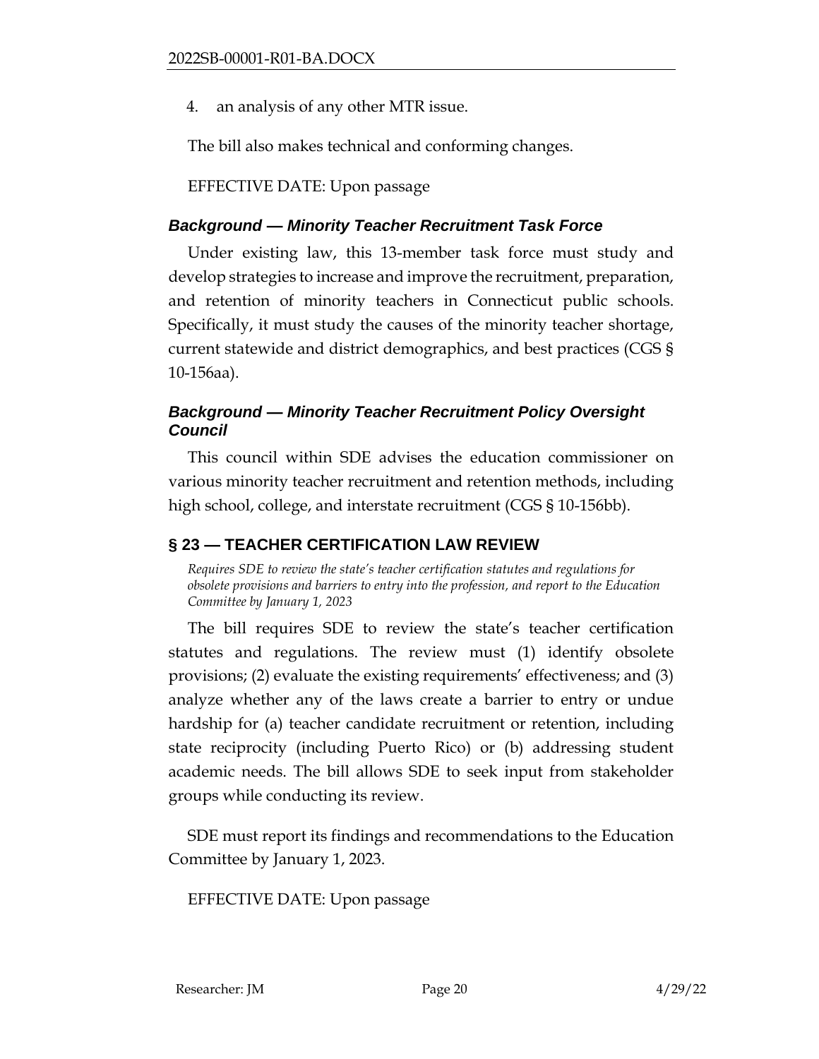4. an analysis of any other MTR issue.

The bill also makes technical and conforming changes.

EFFECTIVE DATE: Upon passage

### *Background — Minority Teacher Recruitment Task Force*

Under existing law, this 13-member task force must study and develop strategies to increase and improve the recruitment, preparation, and retention of minority teachers in Connecticut public schools. Specifically, it must study the causes of the minority teacher shortage, current statewide and district demographics, and best practices (CGS § 10-156aa).

### *Background — Minority Teacher Recruitment Policy Oversight Council*

This council within SDE advises the education commissioner on various minority teacher recruitment and retention methods, including high school, college, and interstate recruitment (CGS § 10-156bb).

## § 23 — TEACHER CERTIFICATION LAW REVIEW

*Requires SDE to review the state's teacher certification statutes and regulations for obsolete provisions and barriers to entry into the profession, and report to the Education Committee by January 1, 2023*

The bill requires SDE to review the state's teacher certification statutes and regulations. The review must (1) identify obsolete provisions; (2) evaluate the existing requirements' effectiveness; and (3) analyze whether any of the laws create a barrier to entry or undue hardship for (a) teacher candidate recruitment or retention, including state reciprocity (including Puerto Rico) or (b) addressing student academic needs. The bill allows SDE to seek input from stakeholder groups while conducting its review.

SDE must report its findings and recommendations to the Education Committee by January 1, 2023.

EFFECTIVE DATE: Upon passage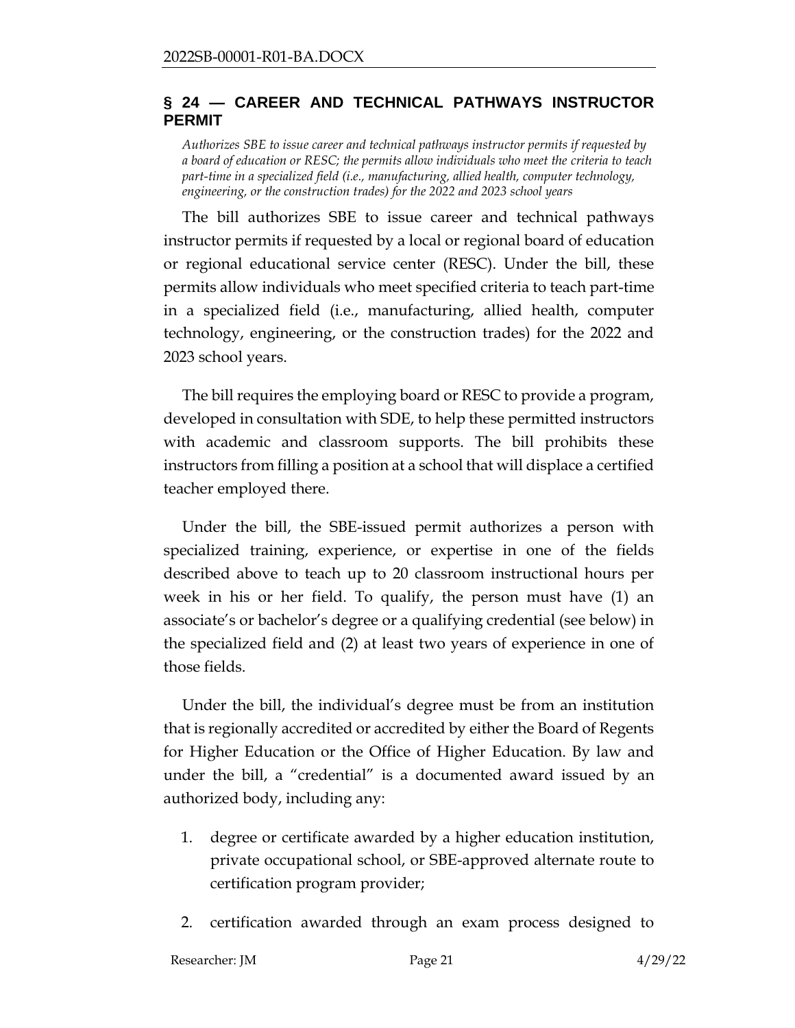## § 24 — CAREER AND TECHNICAL PATHWAYS INSTRUCTOR PERMIT

*Authorizes SBE to issue career and technical pathways instructor permits if requested by a board of education or RESC; the permits allow individuals who meet the criteria to teach part-time in a specialized field (i.e., manufacturing, allied health, computer technology, engineering, or the construction trades) for the 2022 and 2023 school years*

The bill authorizes SBE to issue career and technical pathways instructor permits if requested by a local or regional board of education or regional educational service center (RESC). Under the bill, these permits allow individuals who meet specified criteria to teach part-time in a specialized field (i.e., manufacturing, allied health, computer technology, engineering, or the construction trades) for the 2022 and 2023 school years.

The bill requires the employing board or RESC to provide a program, developed in consultation with SDE, to help these permitted instructors with academic and classroom supports. The bill prohibits these instructors from filling a position at a school that will displace a certified teacher employed there.

Under the bill, the SBE-issued permit authorizes a person with specialized training, experience, or expertise in one of the fields described above to teach up to 20 classroom instructional hours per week in his or her field. To qualify, the person must have (1) an associate's or bachelor's degree or a qualifying credential (see below) in the specialized field and (2) at least two years of experience in one of those fields.

Under the bill, the individual's degree must be from an institution that is regionally accredited or accredited by either the Board of Regents for Higher Education or the Office of Higher Education. By law and under the bill, a "credential" is a documented award issued by an authorized body, including any:

1. degree or certificate awarded by a higher education institution, private occupational school, or SBE-approved alternate route to certification program provider;
2. certification awarded through an exam process designed to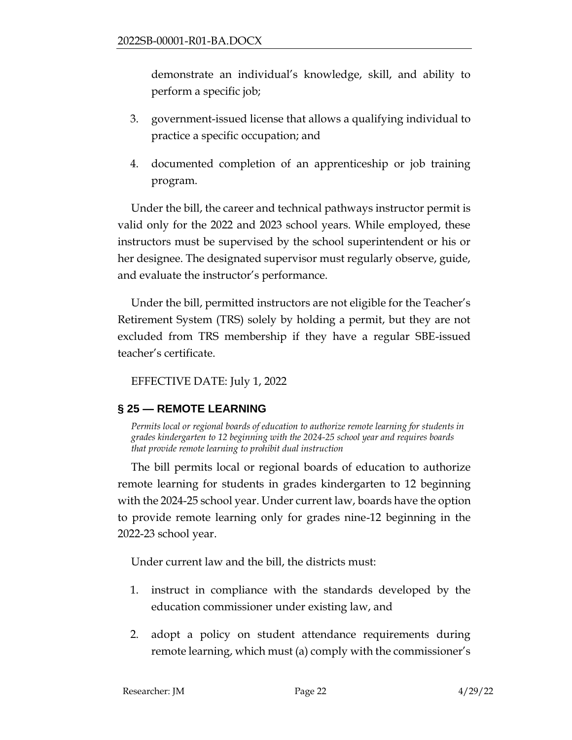demonstrate an individual's knowledge, skill, and ability to perform a specific job;

3. government-issued license that allows a qualifying individual to practice a specific occupation; and

4. documented completion of an apprenticeship or job training program.

Under the bill, the career and technical pathways instructor permit is valid only for the 2022 and 2023 school years. While employed, these instructors must be supervised by the school superintendent or his or her designee. The designated supervisor must regularly observe, guide, and evaluate the instructor's performance.

Under the bill, permitted instructors are not eligible for the Teacher's Retirement System (TRS) solely by holding a permit, but they are not excluded from TRS membership if they have a regular SBE-issued teacher's certificate.

EFFECTIVE DATE: July 1, 2022

## § 25 — REMOTE LEARNING

*Permits local or regional boards of education to authorize remote learning for students in grades kindergarten to 12 beginning with the 2024-25 school year and requires boards that provide remote learning to prohibit dual instruction*

The bill permits local or regional boards of education to authorize remote learning for students in grades kindergarten to 12 beginning with the 2024-25 school year. Under current law, boards have the option to provide remote learning only for grades nine-12 beginning in the 2022-23 school year.

Under current law and the bill, the districts must:

1. instruct in compliance with the standards developed by the education commissioner under existing law, and

2. adopt a policy on student attendance requirements during remote learning, which must (a) comply with the commissioner's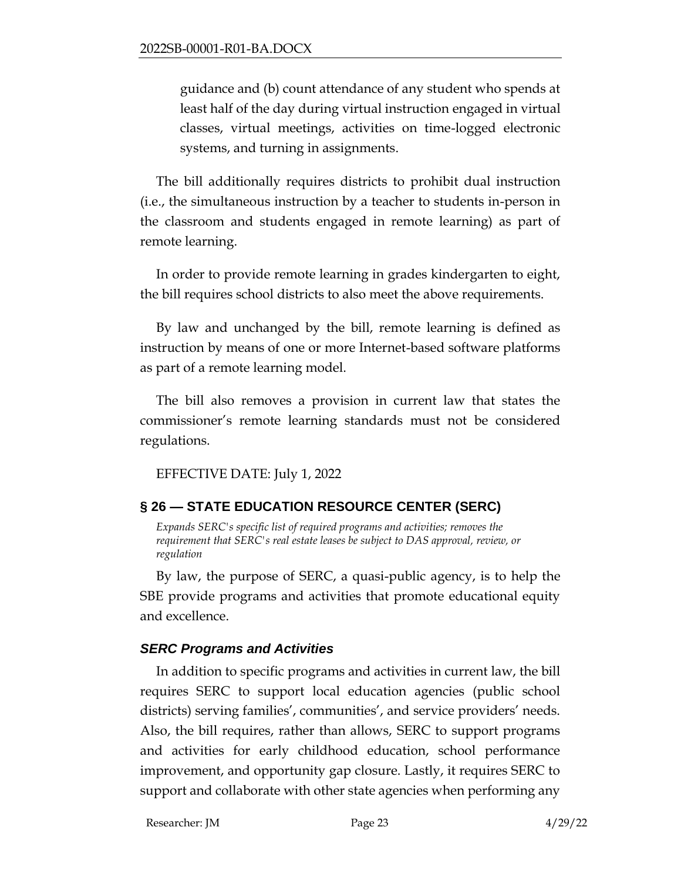guidance and (b) count attendance of any student who spends at least half of the day during virtual instruction engaged in virtual classes, virtual meetings, activities on time-logged electronic systems, and turning in assignments.

The bill additionally requires districts to prohibit dual instruction (i.e., the simultaneous instruction by a teacher to students in-person in the classroom and students engaged in remote learning) as part of remote learning.

In order to provide remote learning in grades kindergarten to eight, the bill requires school districts to also meet the above requirements.

By law and unchanged by the bill, remote learning is defined as instruction by means of one or more Internet-based software platforms as part of a remote learning model.

The bill also removes a provision in current law that states the commissioner's remote learning standards must not be considered regulations.

EFFECTIVE DATE: July 1, 2022

## § 26 — STATE EDUCATION RESOURCE CENTER (SERC)

*Expands SERC's specific list of required programs and activities; removes the requirement that SERC's real estate leases be subject to DAS approval, review, or regulation*

By law, the purpose of SERC, a quasi-public agency, is to help the SBE provide programs and activities that promote educational equity and excellence.

### *SERC Programs and Activities*

In addition to specific programs and activities in current law, the bill requires SERC to support local education agencies (public school districts) serving families', communities', and service providers' needs. Also, the bill requires, rather than allows, SERC to support programs and activities for early childhood education, school performance improvement, and opportunity gap closure. Lastly, it requires SERC to support and collaborate with other state agencies when performing any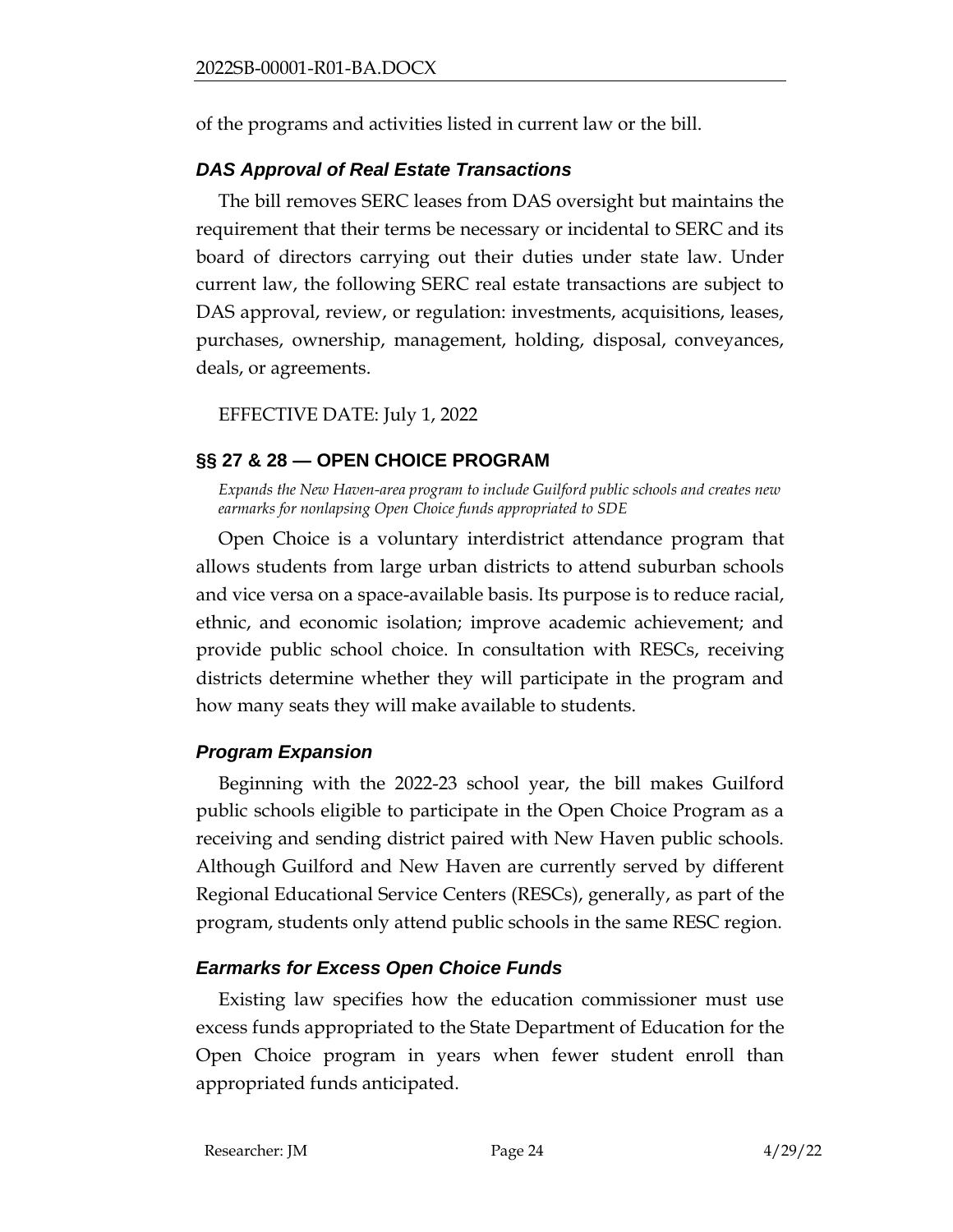of the programs and activities listed in current law or the bill.

### *DAS Approval of Real Estate Transactions*

The bill removes SERC leases from DAS oversight but maintains the requirement that their terms be necessary or incidental to SERC and its board of directors carrying out their duties under state law. Under current law, the following SERC real estate transactions are subject to DAS approval, review, or regulation: investments, acquisitions, leases, purchases, ownership, management, holding, disposal, conveyances, deals, or agreements.

EFFECTIVE DATE: July 1, 2022

## §§ 27 & 28 — OPEN CHOICE PROGRAM

*Expands the New Haven-area program to include Guilford public schools and creates new earmarks for nonlapsing Open Choice funds appropriated to SDE*

Open Choice is a voluntary interdistrict attendance program that allows students from large urban districts to attend suburban schools and vice versa on a space-available basis. Its purpose is to reduce racial, ethnic, and economic isolation; improve academic achievement; and provide public school choice. In consultation with RESCs, receiving districts determine whether they will participate in the program and how many seats they will make available to students.

### *Program Expansion*

Beginning with the 2022-23 school year, the bill makes Guilford public schools eligible to participate in the Open Choice Program as a receiving and sending district paired with New Haven public schools. Although Guilford and New Haven are currently served by different Regional Educational Service Centers (RESCs), generally, as part of the program, students only attend public schools in the same RESC region.

### *Earmarks for Excess Open Choice Funds*

Existing law specifies how the education commissioner must use excess funds appropriated to the State Department of Education for the Open Choice program in years when fewer student enroll than appropriated funds anticipated.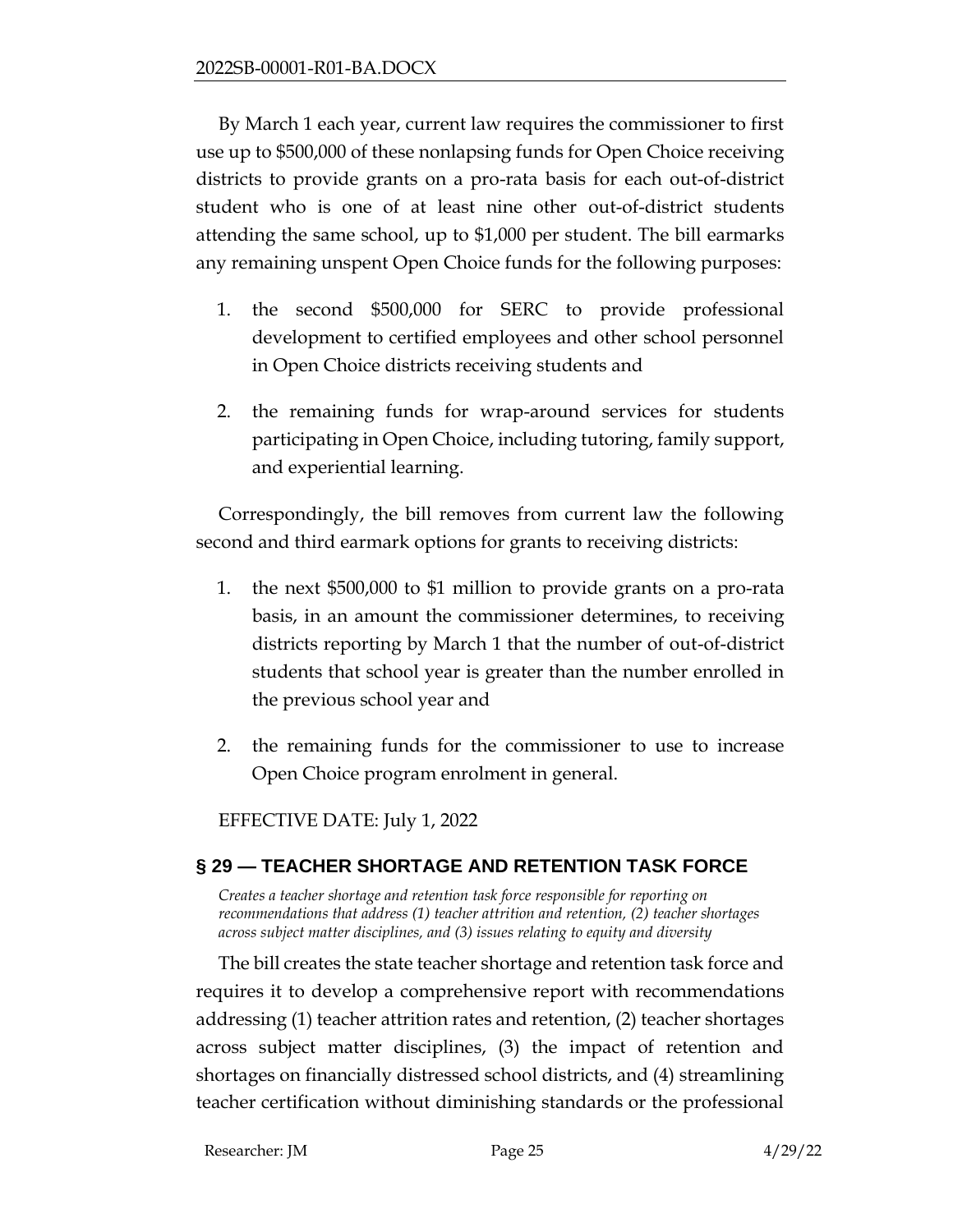By March 1 each year, current law requires the commissioner to first use up to $500,000 of these nonlapsing funds for Open Choice receiving districts to provide grants on a pro-rata basis for each out-of-district student who is one of at least nine other out-of-district students attending the same school, up to $1,000 per student. The bill earmarks any remaining unspent Open Choice funds for the following purposes:

1. the second $500,000 for SERC to provide professional development to certified employees and other school personnel in Open Choice districts receiving students and
2. the remaining funds for wrap-around services for students participating in Open Choice, including tutoring, family support, and experiential learning.

Correspondingly, the bill removes from current law the following second and third earmark options for grants to receiving districts:

1. the next $500,000 to $1 million to provide grants on a pro-rata basis, in an amount the commissioner determines, to receiving districts reporting by March 1 that the number of out-of-district students that school year is greater than the number enrolled in the previous school year and
2. the remaining funds for the commissioner to use to increase Open Choice program enrolment in general.

EFFECTIVE DATE: July 1, 2022

## § 29 — TEACHER SHORTAGE AND RETENTION TASK FORCE

*Creates a teacher shortage and retention task force responsible for reporting on recommendations that address (1) teacher attrition and retention, (2) teacher shortages across subject matter disciplines, and (3) issues relating to equity and diversity*

The bill creates the state teacher shortage and retention task force and requires it to develop a comprehensive report with recommendations addressing (1) teacher attrition rates and retention, (2) teacher shortages across subject matter disciplines, (3) the impact of retention and shortages on financially distressed school districts, and (4) streamlining teacher certification without diminishing standards or the professional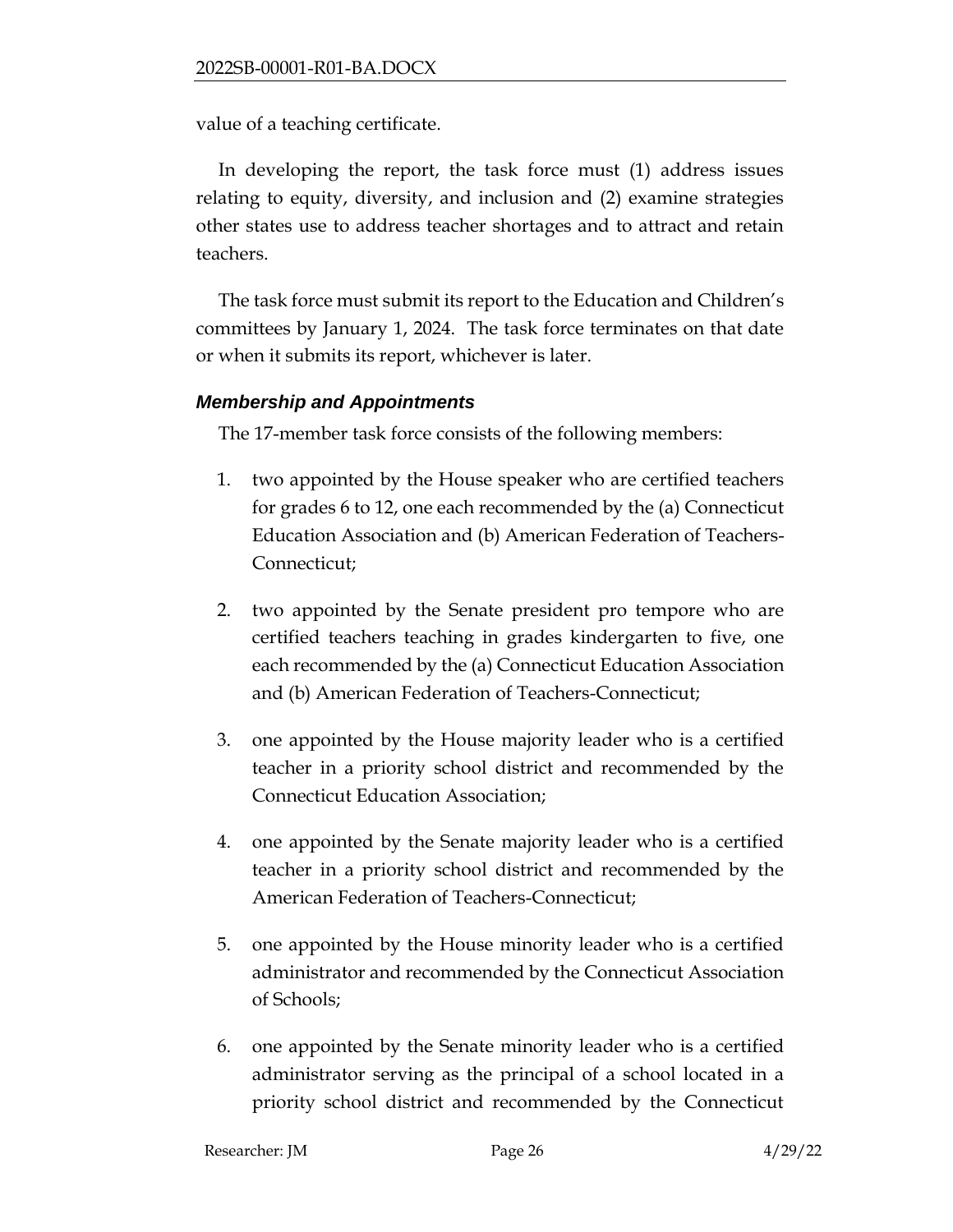value of a teaching certificate.

In developing the report, the task force must (1) address issues relating to equity, diversity, and inclusion and (2) examine strategies other states use to address teacher shortages and to attract and retain teachers.

The task force must submit its report to the Education and Children's committees by January 1, 2024. The task force terminates on that date or when it submits its report, whichever is later.

### *Membership and Appointments*

The 17-member task force consists of the following members:

1. two appointed by the House speaker who are certified teachers for grades 6 to 12, one each recommended by the (a) Connecticut Education Association and (b) American Federation of Teachers-Connecticut;

2. two appointed by the Senate president pro tempore who are certified teachers teaching in grades kindergarten to five, one each recommended by the (a) Connecticut Education Association and (b) American Federation of Teachers-Connecticut;

3. one appointed by the House majority leader who is a certified teacher in a priority school district and recommended by the Connecticut Education Association;

4. one appointed by the Senate majority leader who is a certified teacher in a priority school district and recommended by the American Federation of Teachers-Connecticut;

5. one appointed by the House minority leader who is a certified administrator and recommended by the Connecticut Association of Schools;

6. one appointed by the Senate minority leader who is a certified administrator serving as the principal of a school located in a priority school district and recommended by the Connecticut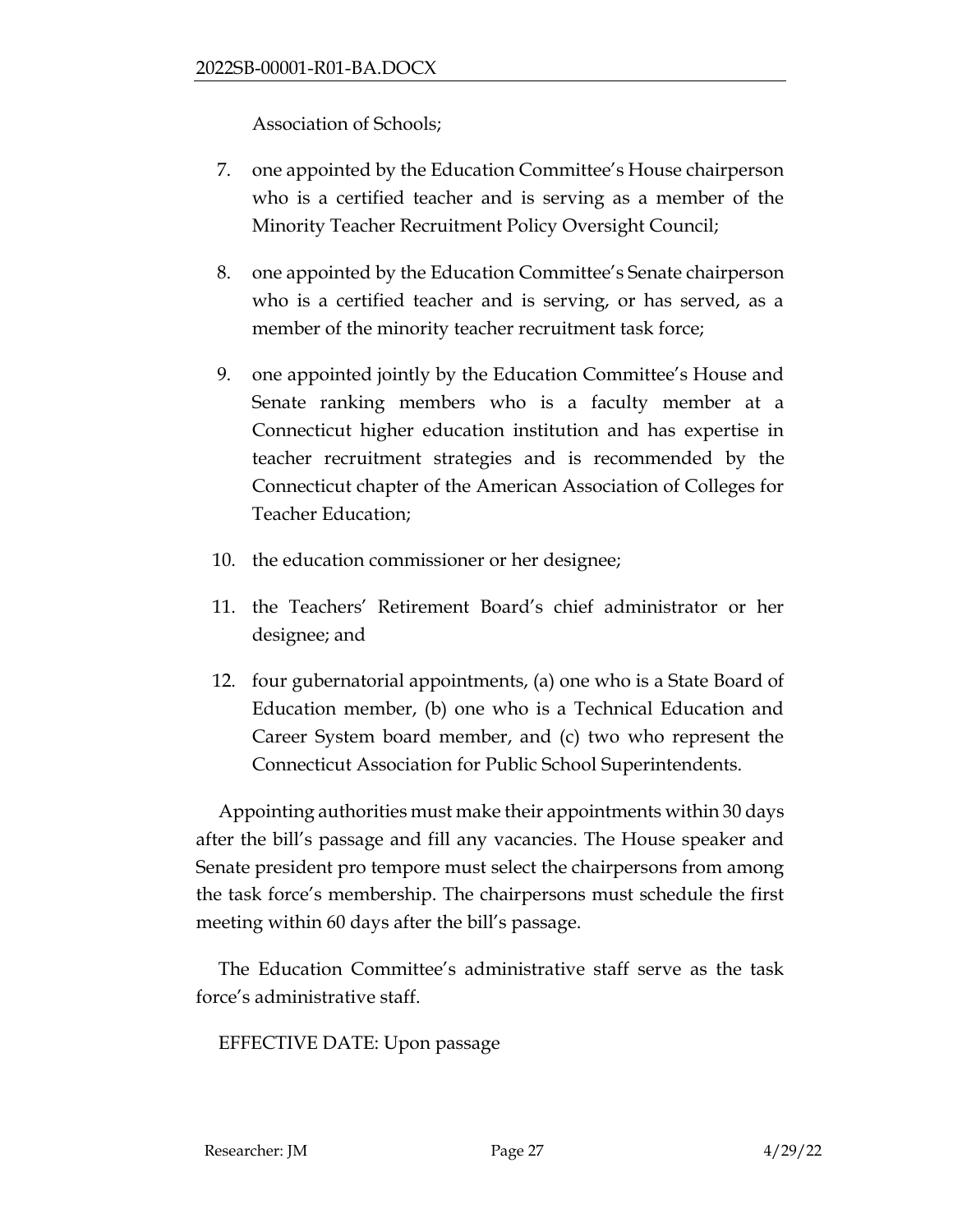Association of Schools;

7. one appointed by the Education Committee's House chairperson who is a certified teacher and is serving as a member of the Minority Teacher Recruitment Policy Oversight Council;

8. one appointed by the Education Committee's Senate chairperson who is a certified teacher and is serving, or has served, as a member of the minority teacher recruitment task force;

9. one appointed jointly by the Education Committee's House and Senate ranking members who is a faculty member at a Connecticut higher education institution and has expertise in teacher recruitment strategies and is recommended by the Connecticut chapter of the American Association of Colleges for Teacher Education;

10. the education commissioner or her designee;

11. the Teachers' Retirement Board's chief administrator or her designee; and

12. four gubernatorial appointments, (a) one who is a State Board of Education member, (b) one who is a Technical Education and Career System board member, and (c) two who represent the Connecticut Association for Public School Superintendents.

Appointing authorities must make their appointments within 30 days after the bill's passage and fill any vacancies. The House speaker and Senate president pro tempore must select the chairpersons from among the task force's membership. The chairpersons must schedule the first meeting within 60 days after the bill's passage.

The Education Committee's administrative staff serve as the task force's administrative staff.

EFFECTIVE DATE: Upon passage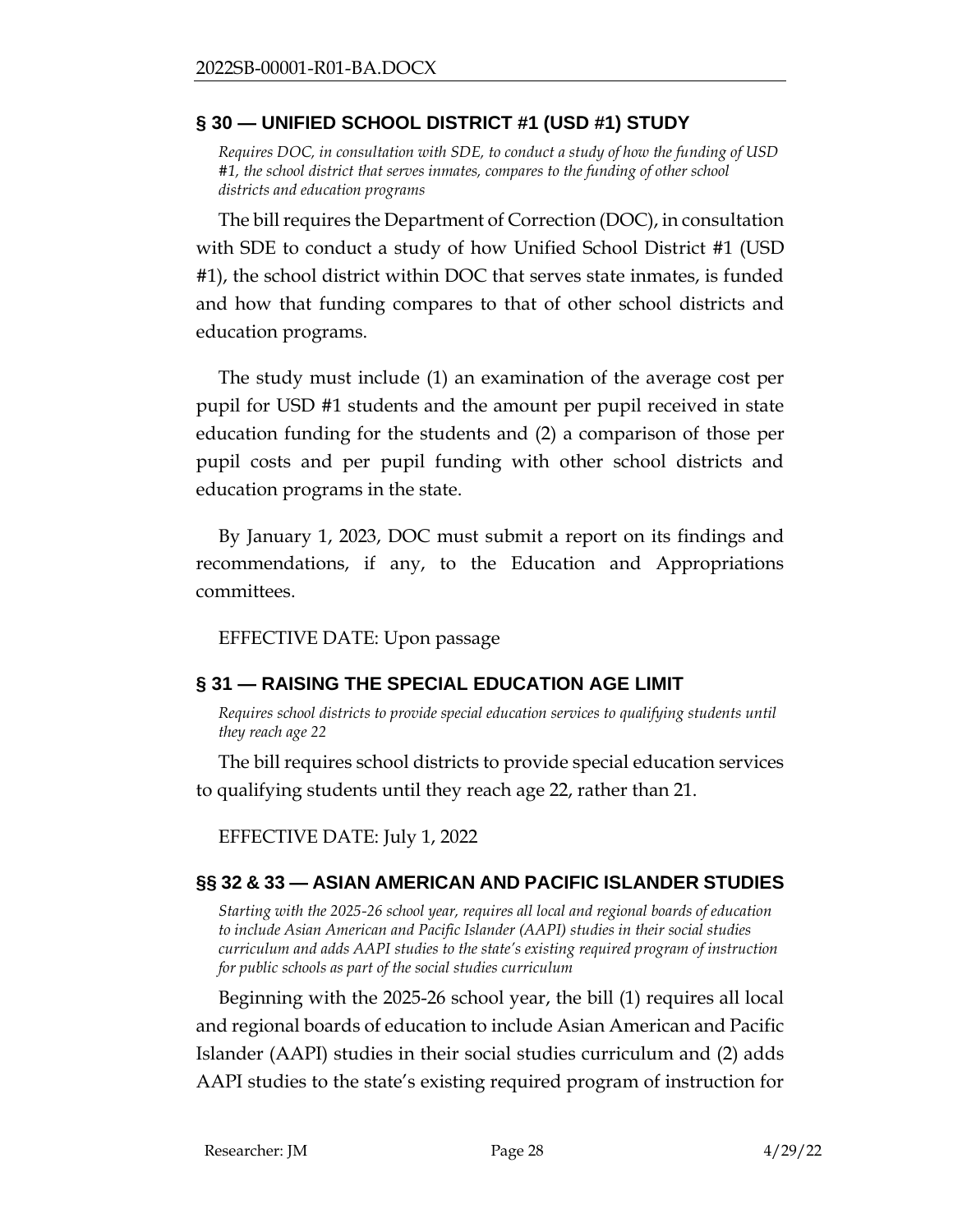## § 30 — UNIFIED SCHOOL DISTRICT #1 (USD #1) STUDY

*Requires DOC, in consultation with SDE, to conduct a study of how the funding of USD #1, the school district that serves inmates, compares to the funding of other school districts and education programs*

The bill requires the Department of Correction (DOC), in consultation with SDE to conduct a study of how Unified School District #1 (USD #1), the school district within DOC that serves state inmates, is funded and how that funding compares to that of other school districts and education programs.

The study must include (1) an examination of the average cost per pupil for USD #1 students and the amount per pupil received in state education funding for the students and (2) a comparison of those per pupil costs and per pupil funding with other school districts and education programs in the state.

By January 1, 2023, DOC must submit a report on its findings and recommendations, if any, to the Education and Appropriations committees.

EFFECTIVE DATE: Upon passage

## § 31 — RAISING THE SPECIAL EDUCATION AGE LIMIT

*Requires school districts to provide special education services to qualifying students until they reach age 22*

The bill requires school districts to provide special education services to qualifying students until they reach age 22, rather than 21.

EFFECTIVE DATE: July 1, 2022

## §§ 32 & 33 — ASIAN AMERICAN AND PACIFIC ISLANDER STUDIES

*Starting with the 2025-26 school year, requires all local and regional boards of education to include Asian American and Pacific Islander (AAPI) studies in their social studies curriculum and adds AAPI studies to the state's existing required program of instruction for public schools as part of the social studies curriculum*

Beginning with the 2025-26 school year, the bill (1) requires all local and regional boards of education to include Asian American and Pacific Islander (AAPI) studies in their social studies curriculum and (2) adds AAPI studies to the state's existing required program of instruction for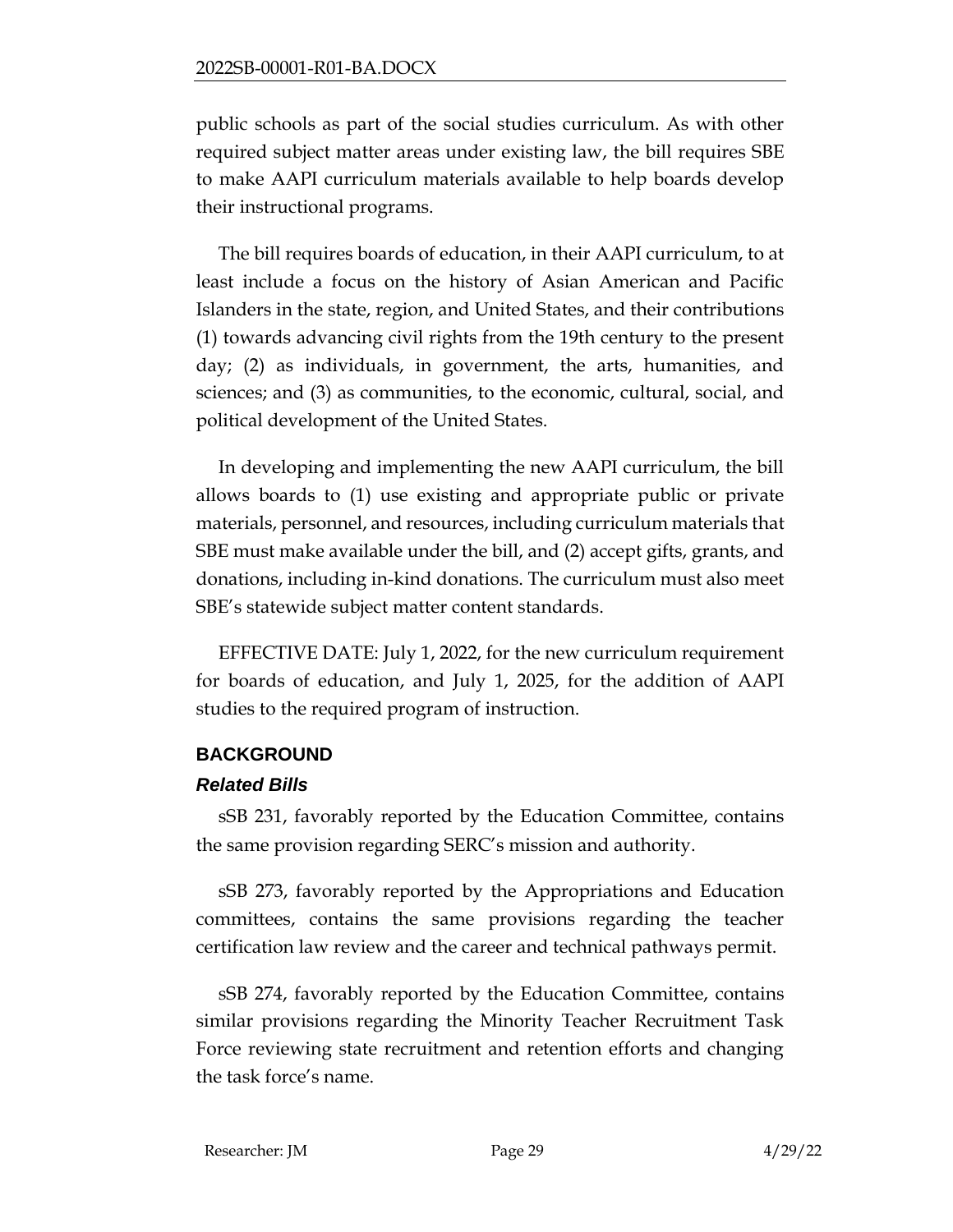public schools as part of the social studies curriculum. As with other required subject matter areas under existing law, the bill requires SBE to make AAPI curriculum materials available to help boards develop their instructional programs.

The bill requires boards of education, in their AAPI curriculum, to at least include a focus on the history of Asian American and Pacific Islanders in the state, region, and United States, and their contributions (1) towards advancing civil rights from the 19th century to the present day; (2) as individuals, in government, the arts, humanities, and sciences; and (3) as communities, to the economic, cultural, social, and political development of the United States.

In developing and implementing the new AAPI curriculum, the bill allows boards to (1) use existing and appropriate public or private materials, personnel, and resources, including curriculum materials that SBE must make available under the bill, and (2) accept gifts, grants, and donations, including in-kind donations. The curriculum must also meet SBE's statewide subject matter content standards.

EFFECTIVE DATE: July 1, 2022, for the new curriculum requirement for boards of education, and July 1, 2025, for the addition of AAPI studies to the required program of instruction.

## BACKGROUND

### *Related Bills*

sSB 231, favorably reported by the Education Committee, contains the same provision regarding SERC's mission and authority.

sSB 273, favorably reported by the Appropriations and Education committees, contains the same provisions regarding the teacher certification law review and the career and technical pathways permit.

sSB 274, favorably reported by the Education Committee, contains similar provisions regarding the Minority Teacher Recruitment Task Force reviewing state recruitment and retention efforts and changing the task force's name.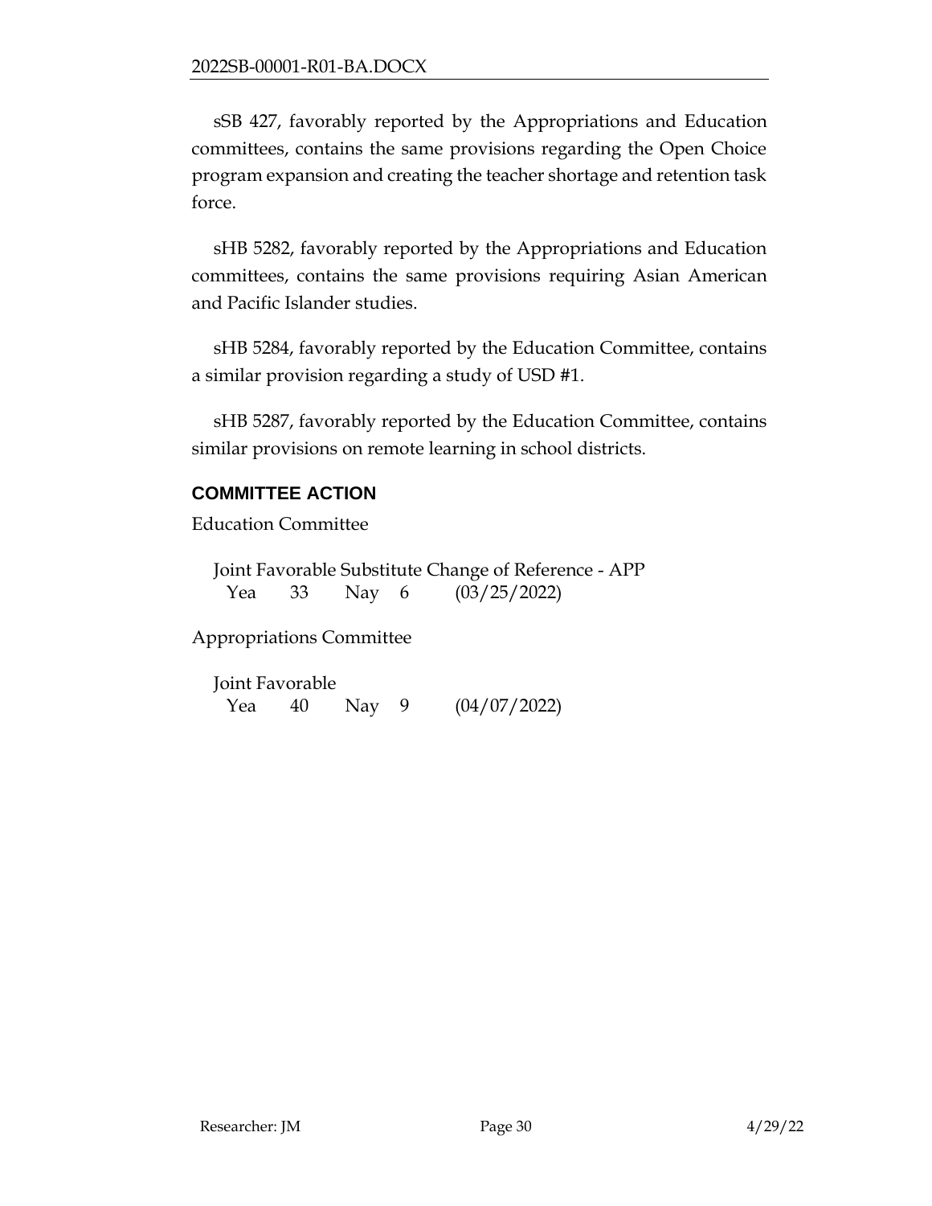sSB 427, favorably reported by the Appropriations and Education committees, contains the same provisions regarding the Open Choice program expansion and creating the teacher shortage and retention task force.

sHB 5282, favorably reported by the Appropriations and Education committees, contains the same provisions requiring Asian American and Pacific Islander studies.

sHB 5284, favorably reported by the Education Committee, contains a similar provision regarding a study of USD #1.

sHB 5287, favorably reported by the Education Committee, contains similar provisions on remote learning in school districts.

## COMMITTEE ACTION

Education Committee

Joint Favorable Substitute Change of Reference - APP

| | | | | |
|---|---|---|---|---|
| Yea | 33 | Nay | 6 | (03/25/2022) |

Appropriations Committee

Joint Favorable

| | | | | |
|---|---|---|---|---|
| Yea | 40 | Nay | 9 | (04/07/2022) |